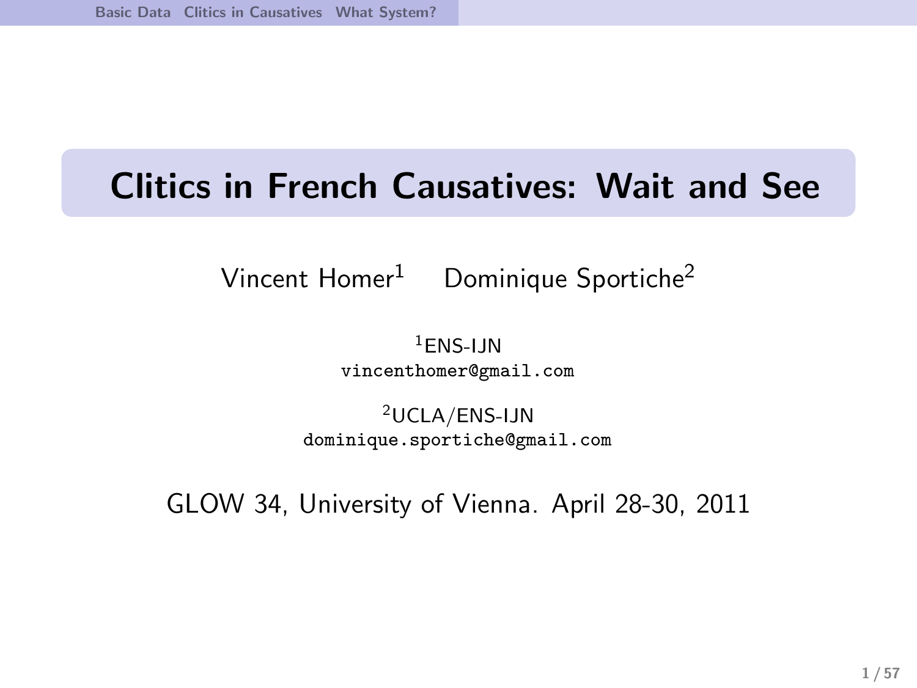# Clitics in French Causatives: Wait and See

Vincent Homer[1] Dominique Sportiche[2]

[1]ENS-IJN
vincenthomer@gmail.com

[2]UCLA/ENS-IJN
dominique.sportiche@gmail.com

GLOW 34, University of Vienna. April 28-30, 2011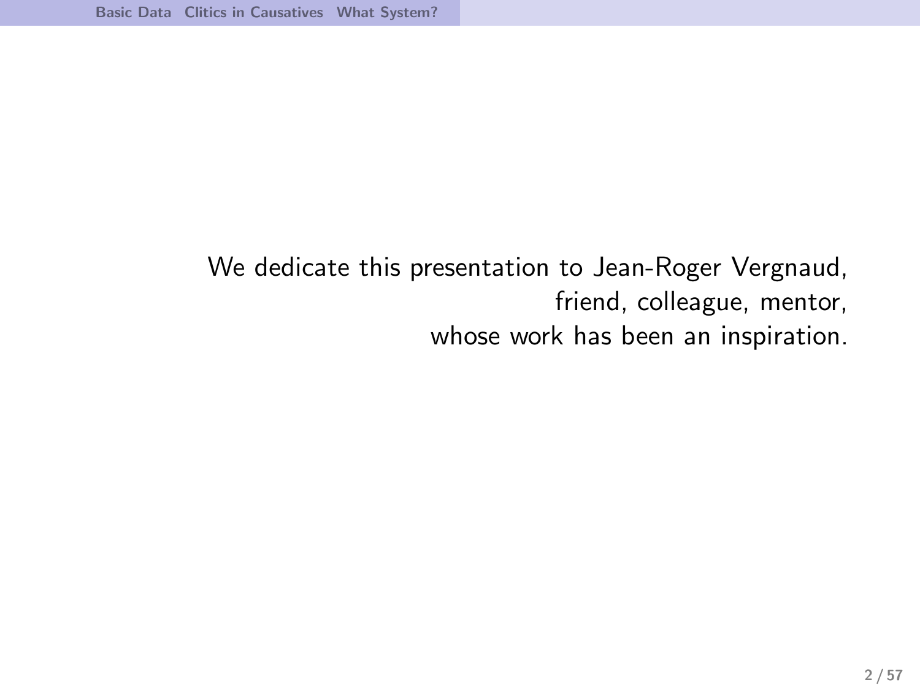We dedicate this presentation to Jean-Roger Vergnaud,
friend, colleague, mentor,
whose work has been an inspiration.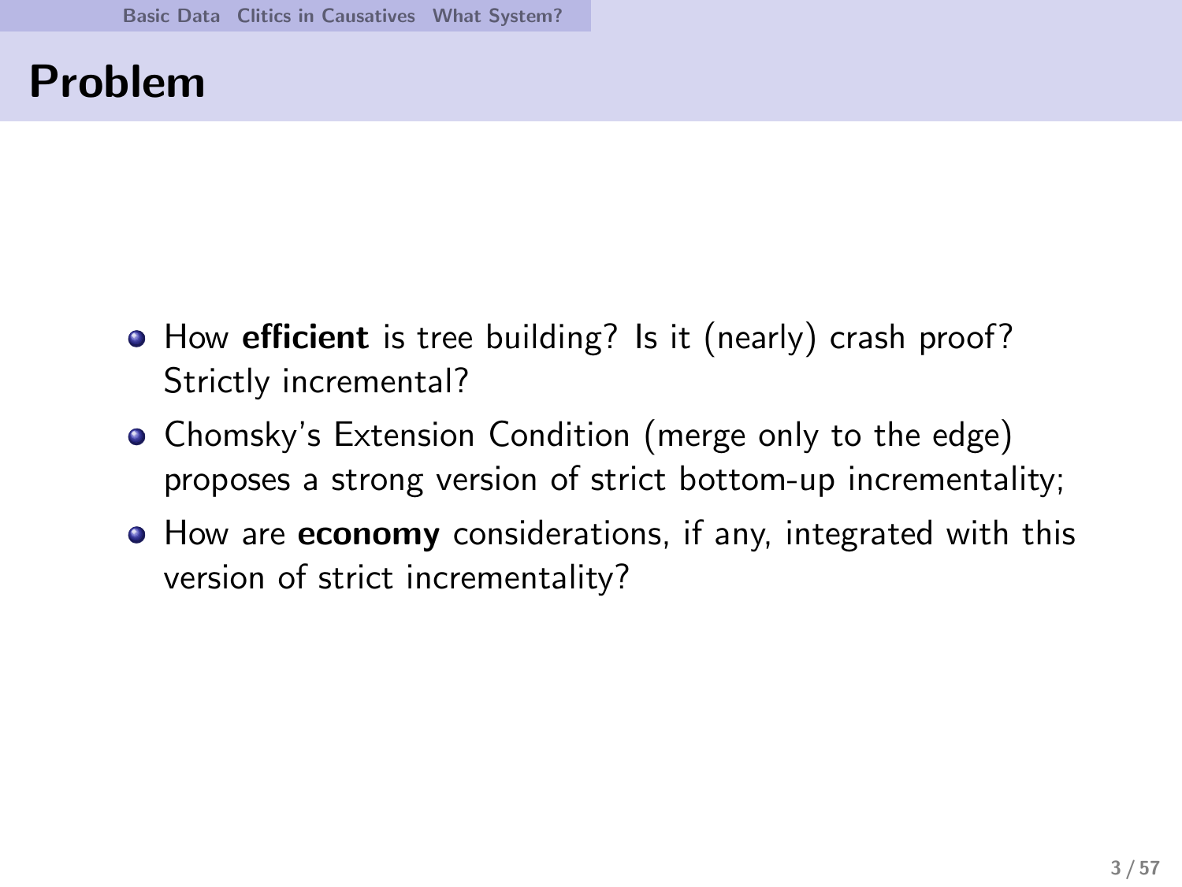# Problem

- How **efficient** is tree building? Is it (nearly) crash proof? Strictly incremental?
- Chomsky's Extension Condition (merge only to the edge) proposes a strong version of strict bottom-up incrementality;
- How are **economy** considerations, if any, integrated with this version of strict incrementality?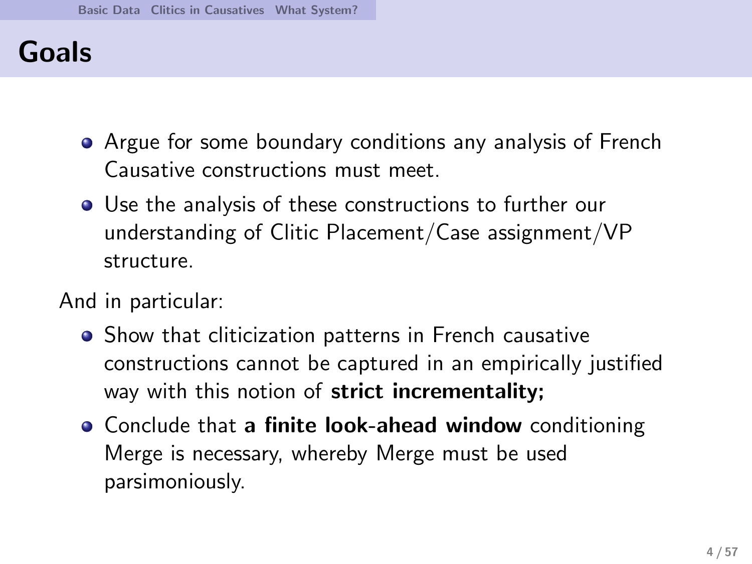# Goals

- Argue for some boundary conditions any analysis of French Causative constructions must meet.
- Use the analysis of these constructions to further our understanding of Clitic Placement/Case assignment/VP structure.

And in particular:

- Show that cliticization patterns in French causative constructions cannot be captured in an empirically justified way with this notion of **strict incrementality;**
- Conclude that **a finite look-ahead window** conditioning Merge is necessary, whereby Merge must be used parsimoniously.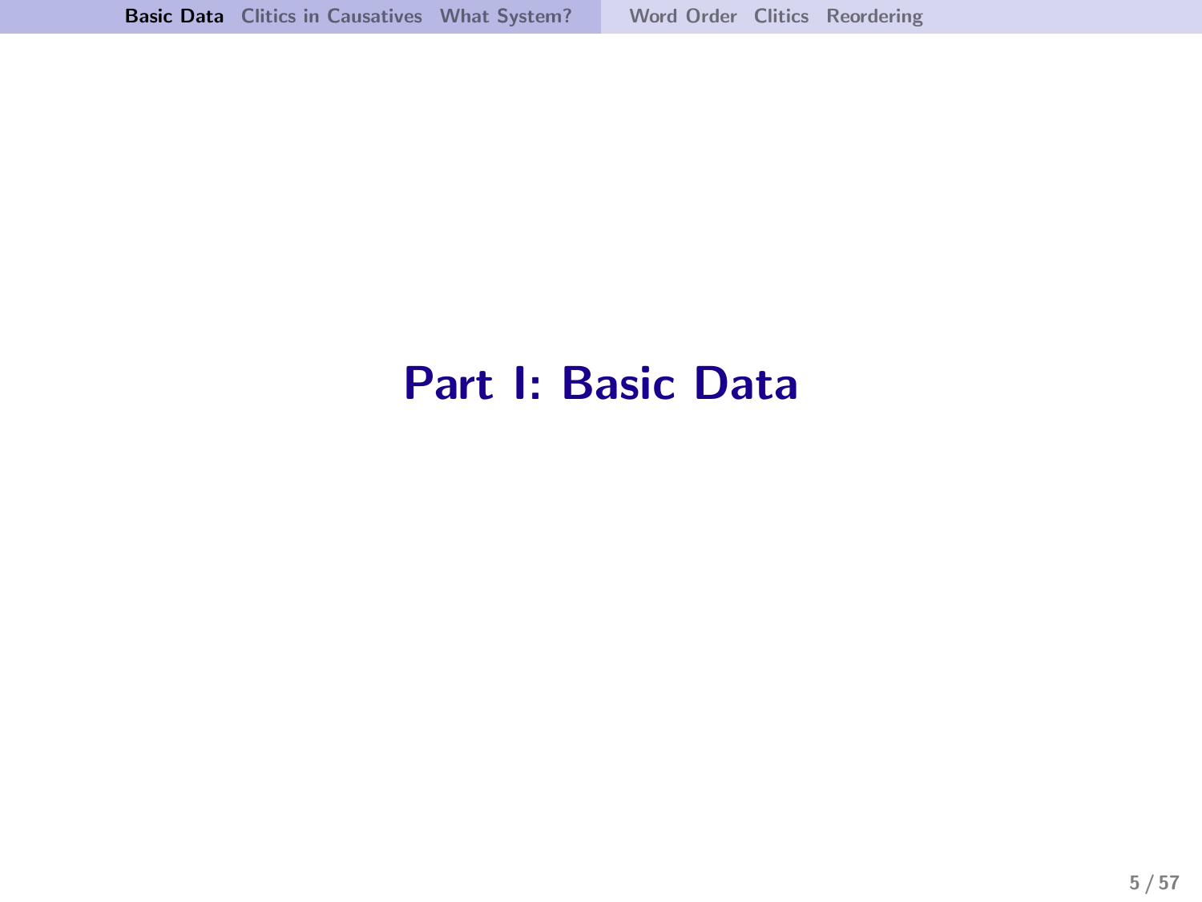# Part I: Basic Data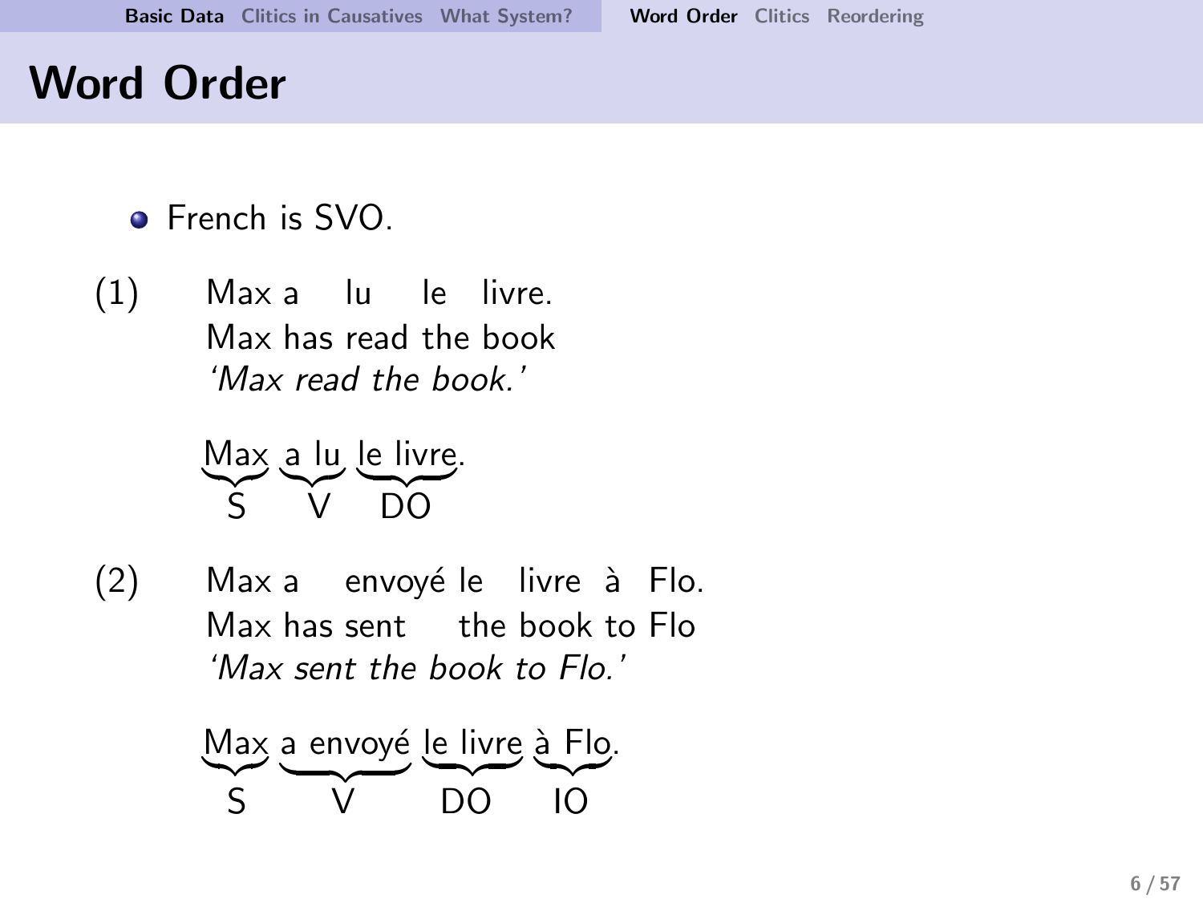# Word Order

- French is SVO.

(1) Max a lu le livre.
Max has read the book
*'Max read the book.'*

Max a lu le livre.

- Max: S
- a lu: V
- le livre: DO

(2) Max a envoyé le livre à Flo.
Max has sent the book to Flo
*'Max sent the book to Flo.'*

Max a envoyé le livre à Flo.

- Max: S
- a envoyé: V
- le livre: DO
- à Flo: IO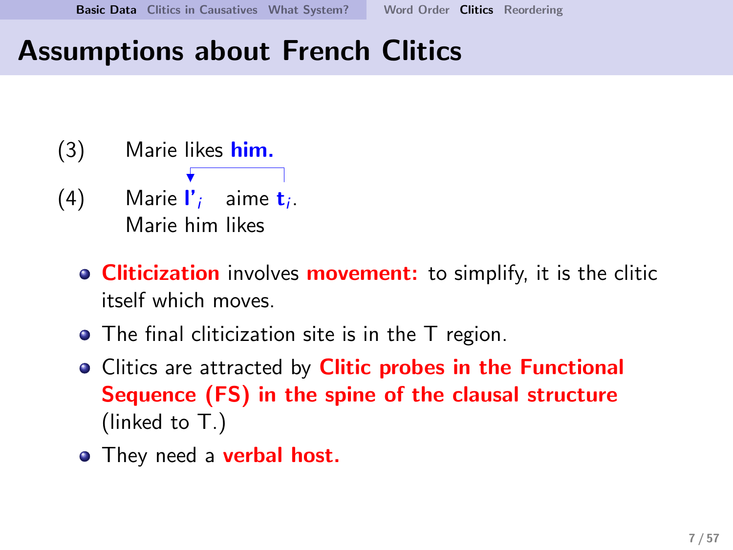# Assumptions about French Clitics

(3) Marie likes **him.**

(4) Marie **l'**$_i$ aime **t**$_i$.
Marie him likes

- **Cliticization** involves **movement:** to simplify, it is the clitic itself which moves.
- The final cliticization site is in the T region.
- Clitics are attracted by **Clitic probes in the Functional Sequence (FS) in the spine of the clausal structure** (linked to T.)
- They need a **verbal host.**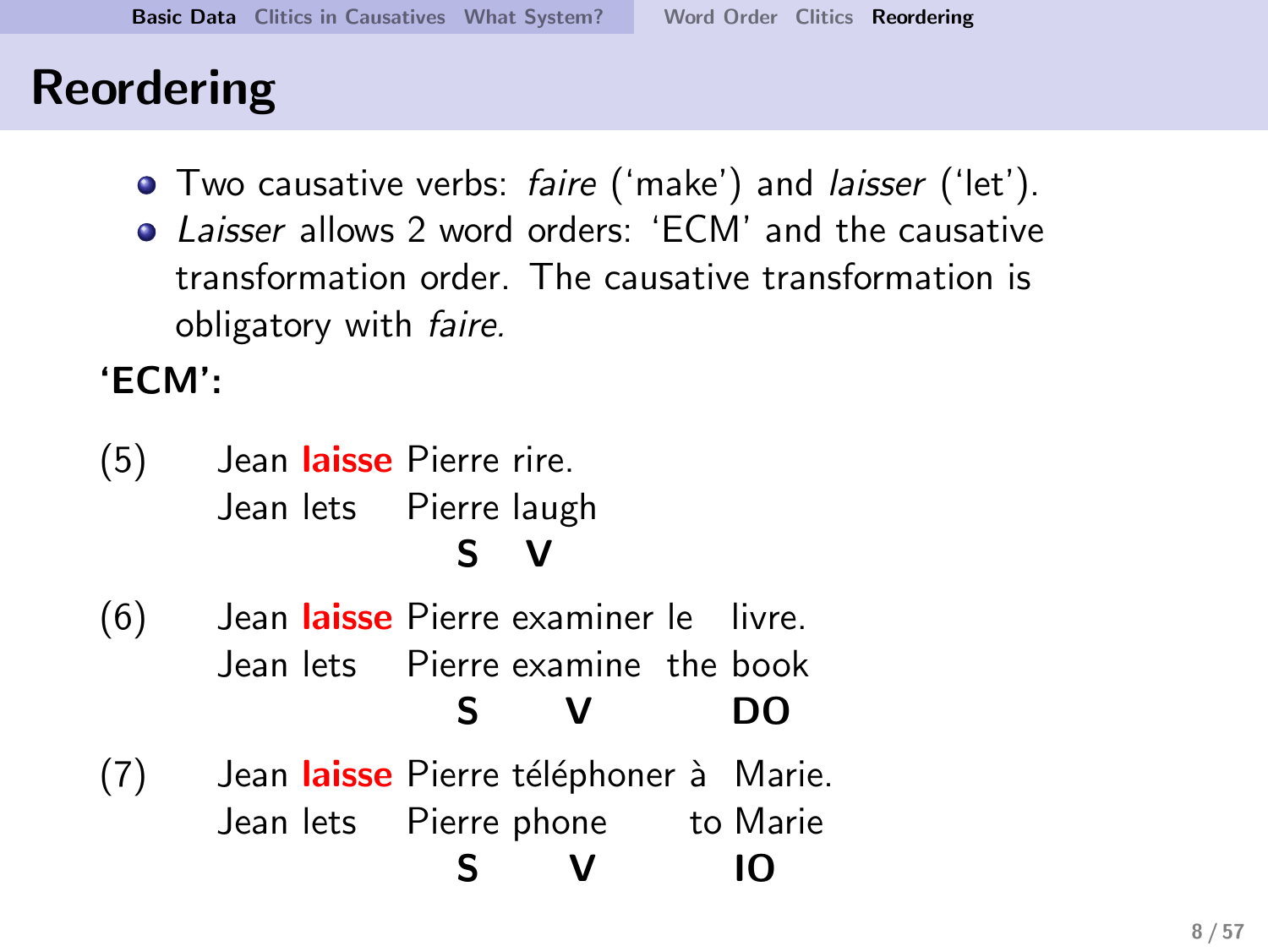# Reordering

- Two causative verbs: *faire* ('make') and *laisser* ('let').
- *Laisser* allows 2 word orders: 'ECM' and the causative transformation order. The causative transformation is obligatory with *faire.*

**'ECM':**

(5) Jean **laisse** Pierre rire.
Jean lets Pierre laugh
**S V**

(6) Jean **laisse** Pierre examiner le livre.
Jean lets Pierre examine the book
**S V DO**

(7) Jean **laisse** Pierre téléphoner à Marie.
Jean lets Pierre phone to Marie
**S V IO**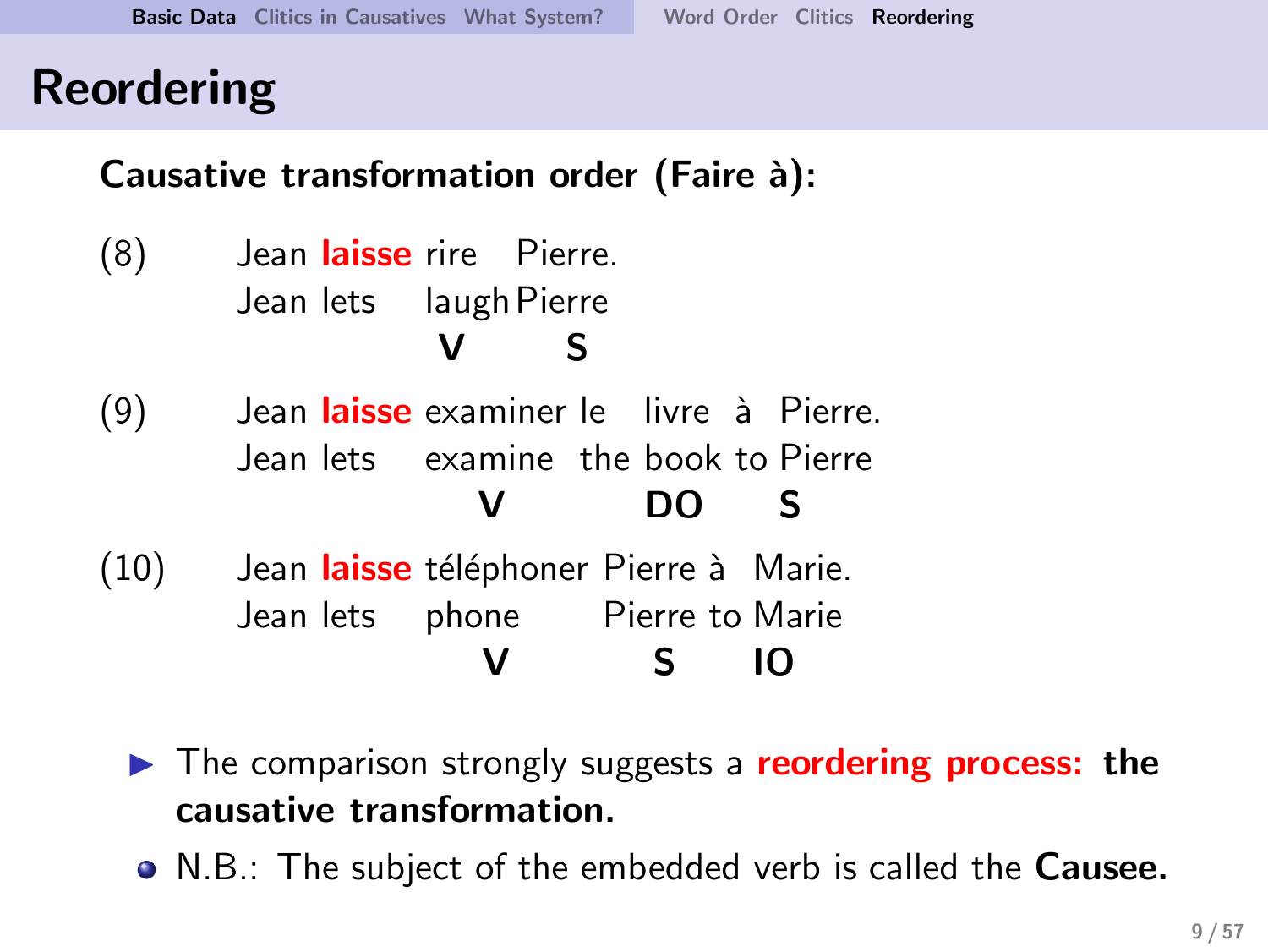# Reordering

**Causative transformation order (Faire à):**

(8) Jean **laisse** rire Pierre.
Jean lets laugh Pierre
**V** **S**

(9) Jean **laisse** examiner le livre à Pierre.
Jean lets examine the book to Pierre
**V** **DO** **S**

(10) Jean **laisse** téléphoner Pierre à Marie.
Jean lets phone Pierre to Marie
**V** **S** **IO**

- The comparison strongly suggests a **reordering process:** **the causative transformation.**

- N.B.: The subject of the embedded verb is called the **Causee.**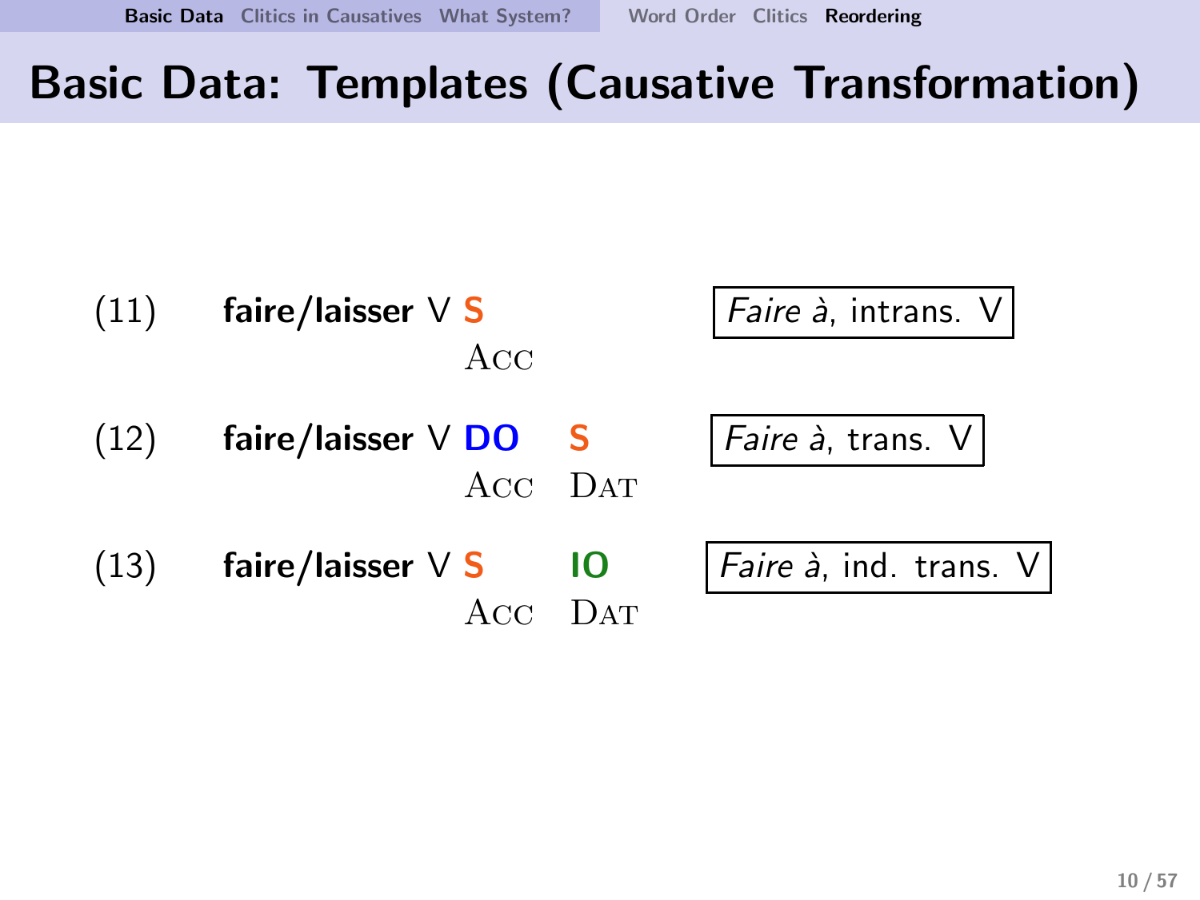# Basic Data: Templates (Causative Transformation)

| | | | | |
|---|---|---|---|---|
| (11) | **faire/laisser** V **S** | | | *Faire à*, intrans. V |
| | Acc | | | |
| (12) | **faire/laisser** V **DO** | **S** | | *Faire à*, trans. V |
| | Acc | Dat | | |
| (13) | **faire/laisser** V **S** | **IO** | | *Faire à*, ind. trans. V |
| | Acc | Dat | | |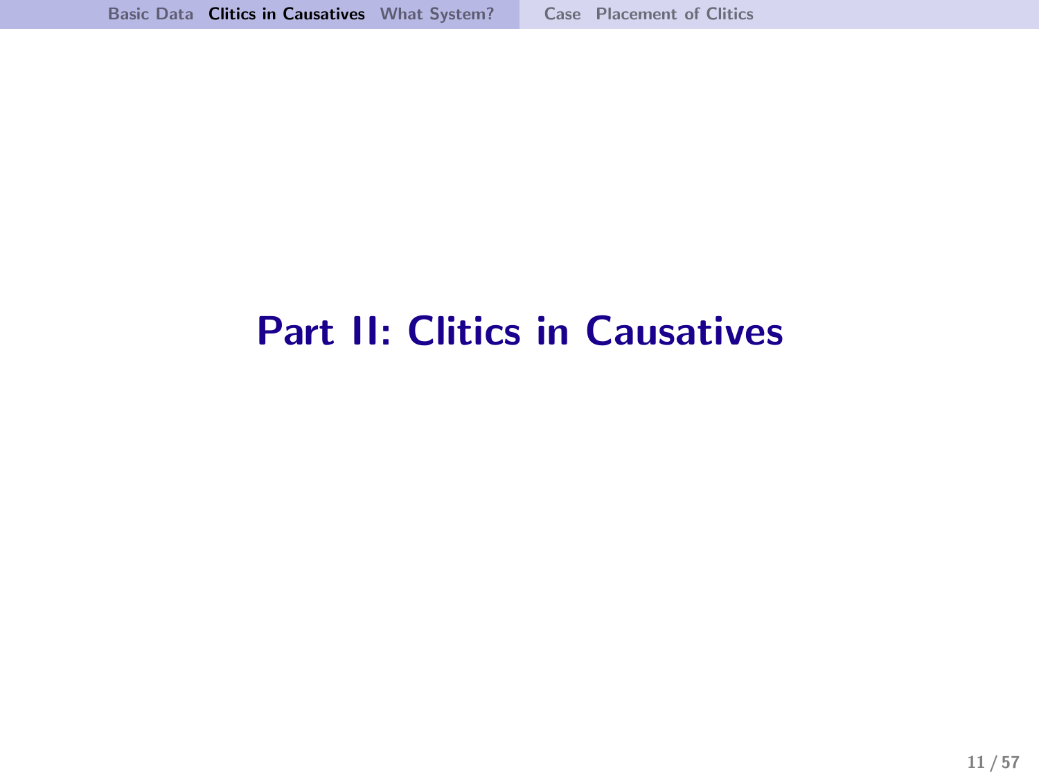# Part II: Clitics in Causatives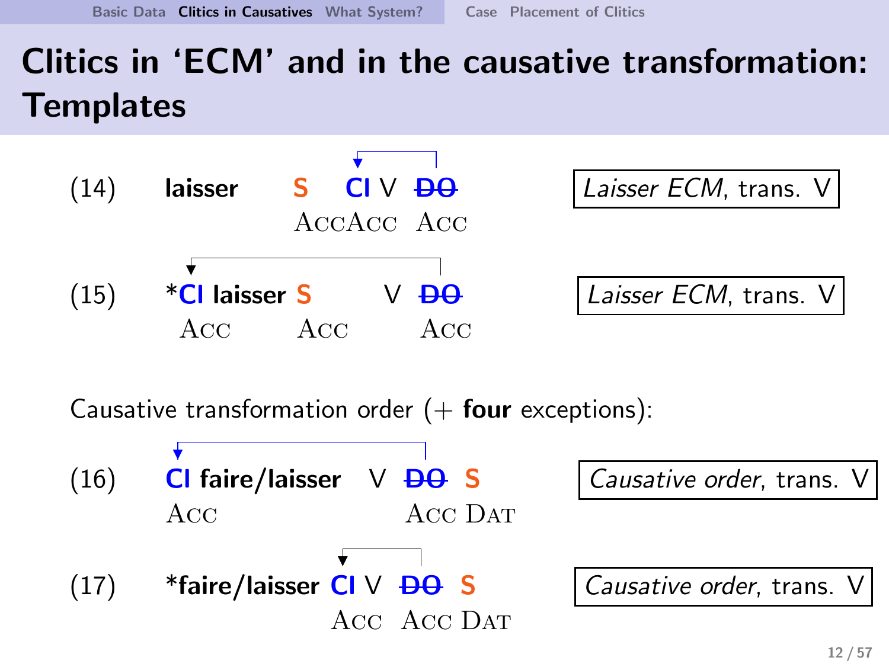# Clitics in 'ECM' and in the causative transformation: Templates

(14) **laisser** **S** **Cl** V ~~**DO**~~ — *Laisser ECM*, trans. V
ACC ACC ACC

(15) ***Cl laisser S** V ~~**DO**~~ — *Laisser ECM*, trans. V
ACC ACC ACC

Causative transformation order (+ **four** exceptions):

(16) **Cl faire/laisser** V ~~**DO**~~ **S** — *Causative order*, trans. V
ACC ACC DAT

(17) ***faire/laisser Cl** V ~~**DO**~~ **S** — *Causative order*, trans. V
ACC ACC DAT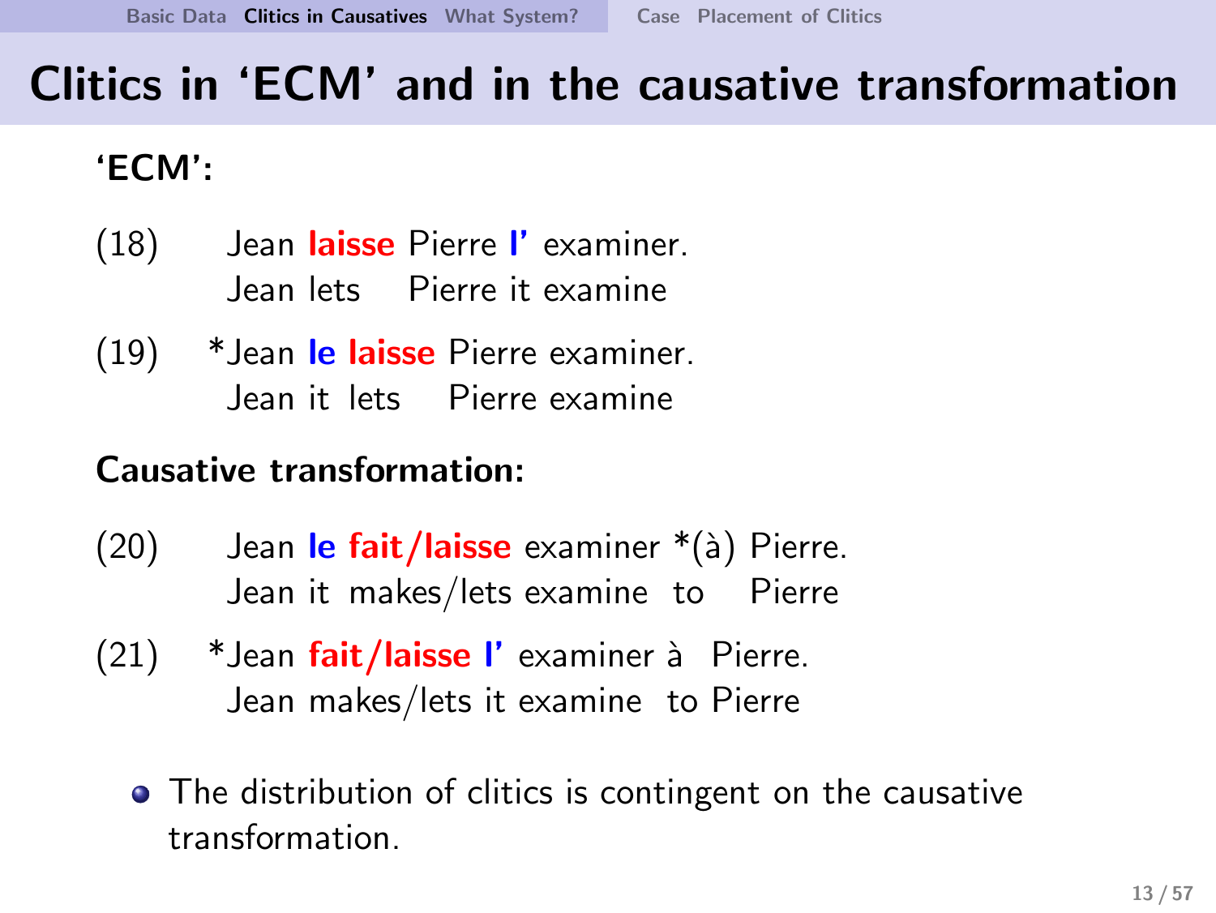# Clitics in 'ECM' and in the causative transformation

**'ECM':**

(18) Jean **laisse** Pierre **l'** examiner.
Jean lets Pierre it examine

(19) *Jean **le** **laisse** Pierre examiner.
Jean it lets Pierre examine

**Causative transformation:**

(20) Jean **le** **fait/laisse** examiner *(à) Pierre.
Jean it makes/lets examine to Pierre

(21) *Jean **fait/laisse** **l'** examiner à Pierre.
Jean makes/lets it examine to Pierre

- The distribution of clitics is contingent on the causative transformation.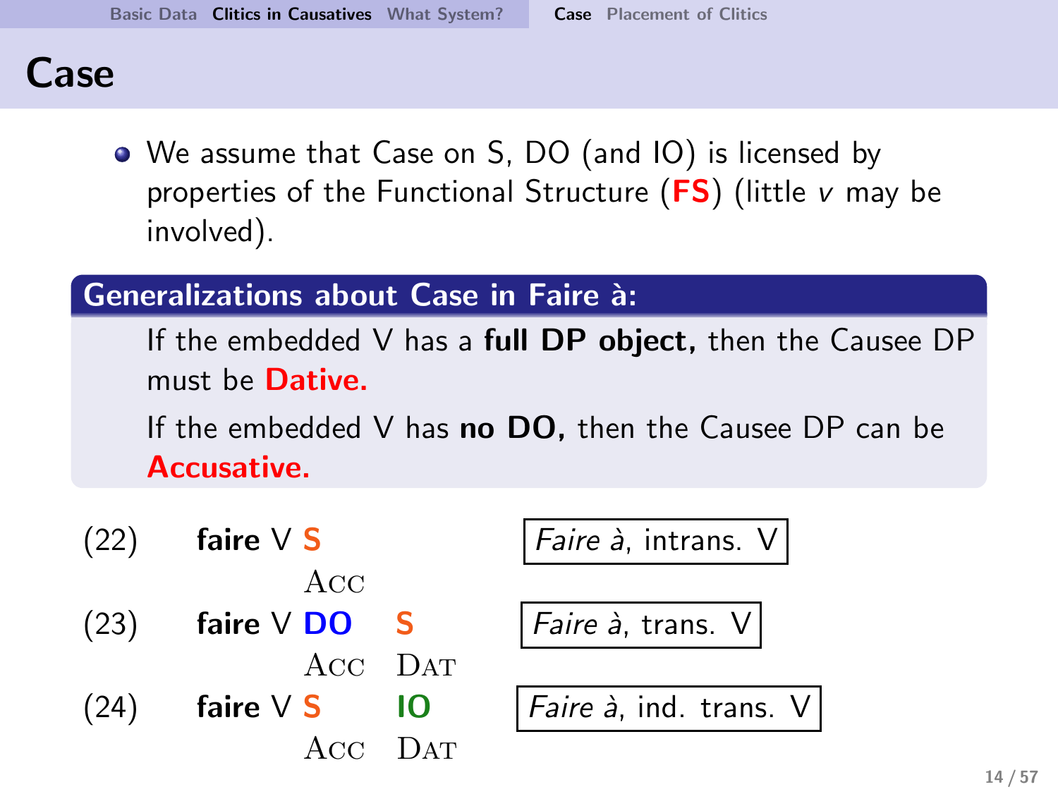# Case

- We assume that Case on S, DO (and IO) is licensed by properties of the Functional Structure (**FS**) (little *v* may be involved).

**Generalizations about Case in Faire à:**

If the embedded V has a **full DP object,** then the Causee DP must be **Dative.**

If the embedded V has **no DO,** then the Causee DP can be **Accusative.**

| | | | | |
|---|---|---|---|---|
| (22) | **faire** V **S** | | | *Faire à*, intrans. V |
| | | ACC | | |
| (23) | **faire** V **DO** | | **S** | *Faire à*, trans. V |
| | | ACC | DAT | |
| (24) | **faire** V **S** | | **IO** | *Faire à*, ind. trans. V |
| | | ACC | DAT | |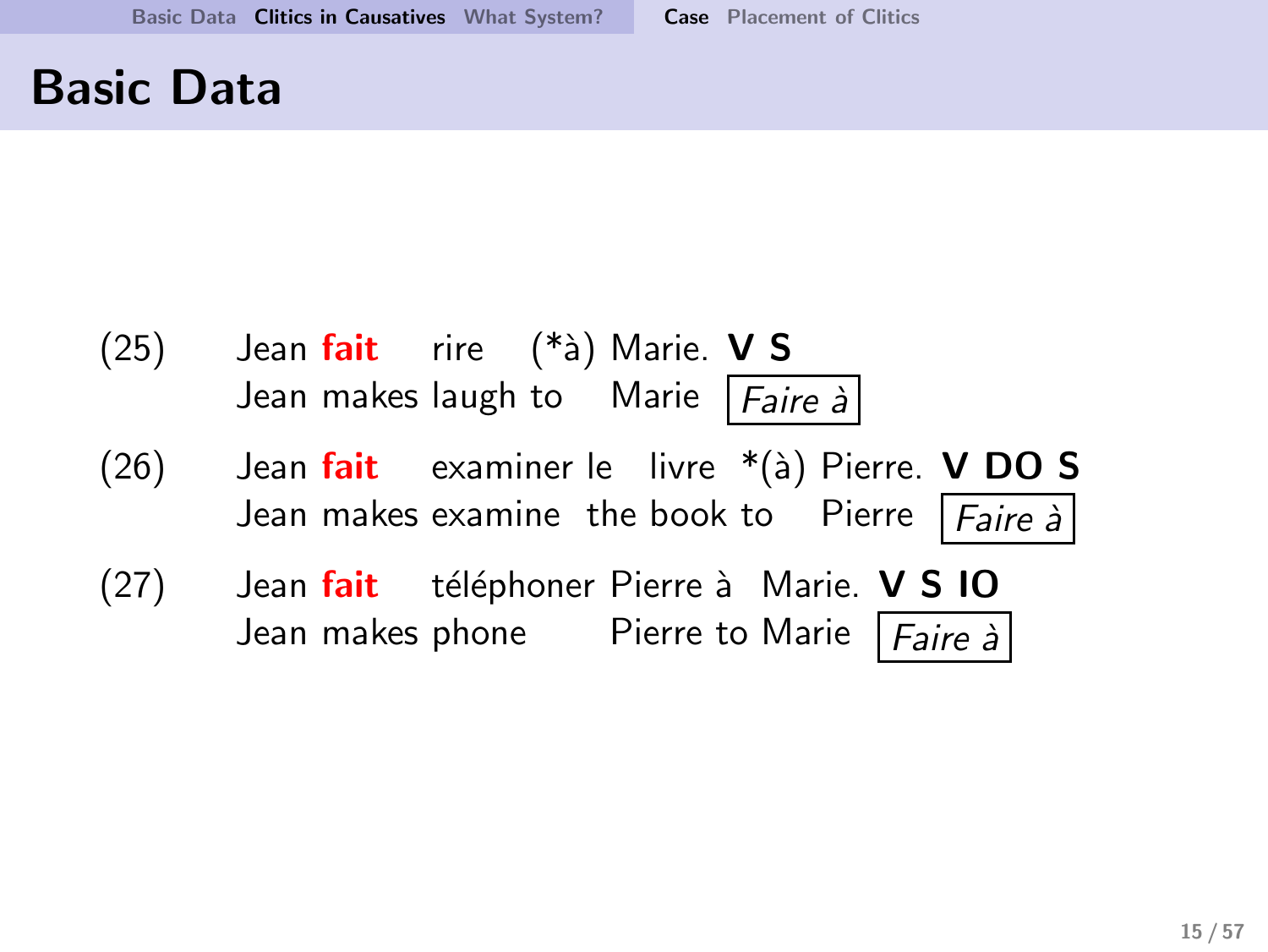# Basic Data

(25) Jean **fait** rire (*à) Marie. **V S**
Jean makes laugh to Marie *Faire à*

(26) Jean **fait** examiner le livre *(à) Pierre. **V DO S**
Jean makes examine the book to Pierre *Faire à*

(27) Jean **fait** téléphoner Pierre à Marie. **V S IO**
Jean makes phone Pierre to Marie *Faire à*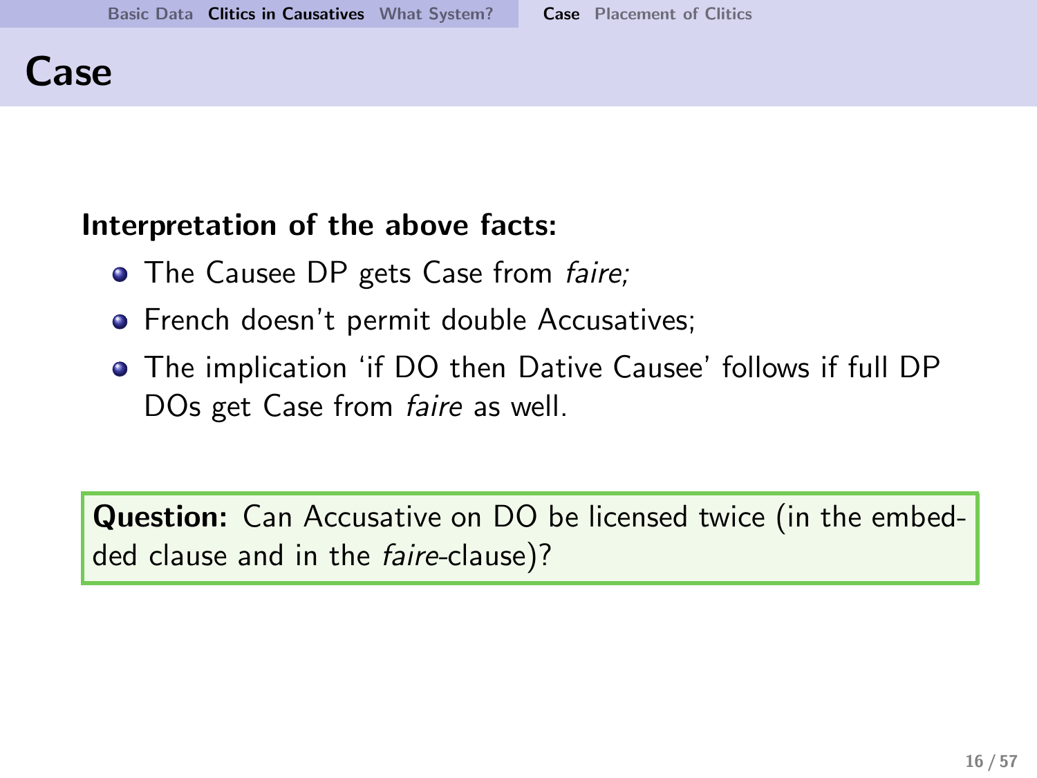# Case

**Interpretation of the above facts:**

- The Causee DP gets Case from *faire;*
- French doesn't permit double Accusatives;
- The implication 'if DO then Dative Causee' follows if full DP DOs get Case from *faire* as well.

**Question:** Can Accusative on DO be licensed twice (in the embedded clause and in the *faire*-clause)?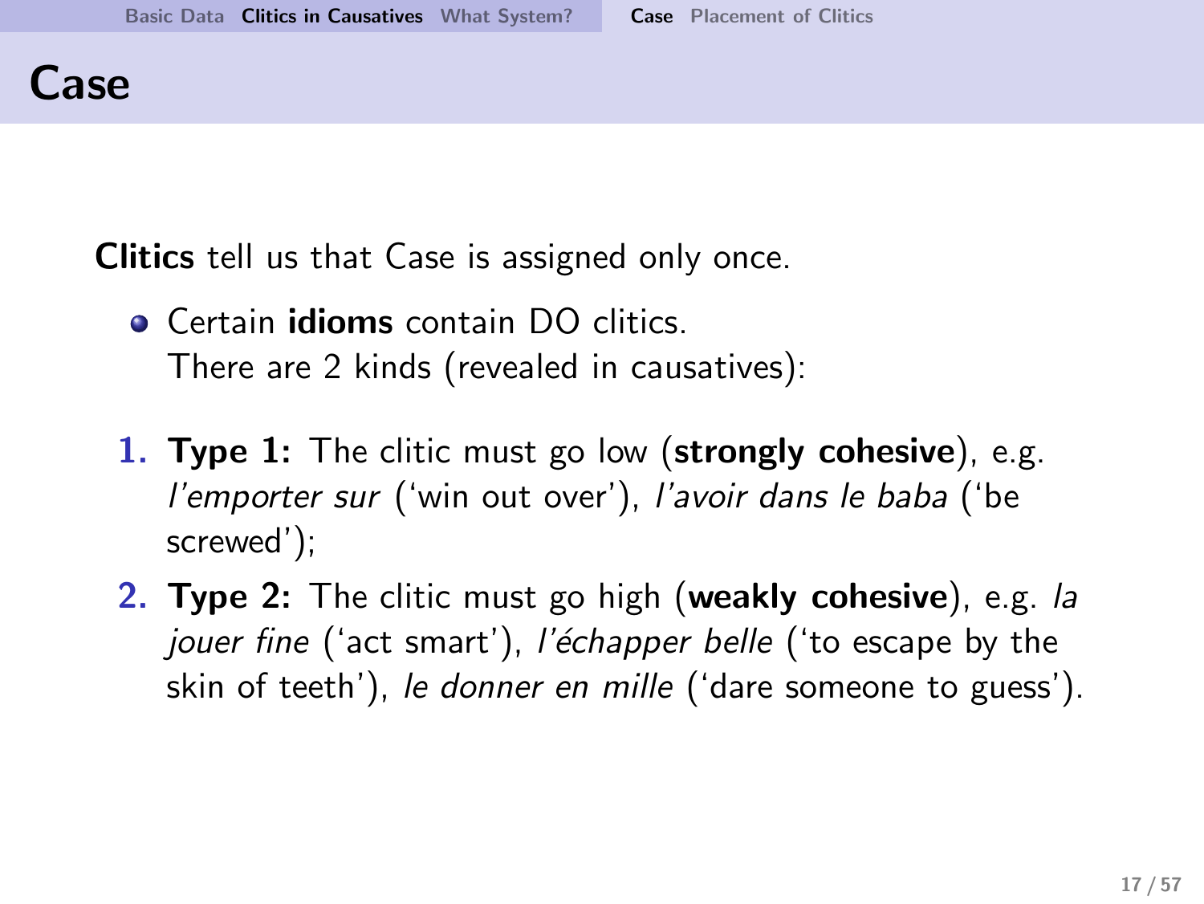# Case

**Clitics** tell us that Case is assigned only once.

- Certain **idioms** contain DO clitics.
  There are 2 kinds (revealed in causatives):

1. **Type 1:** The clitic must go low (**strongly cohesive**), e.g. *l'emporter sur* ('win out over'), *l'avoir dans le baba* ('be screwed');
2. **Type 2:** The clitic must go high (**weakly cohesive**), e.g. *la jouer fine* ('act smart'), *l'échapper belle* ('to escape by the skin of teeth'), *le donner en mille* ('dare someone to guess').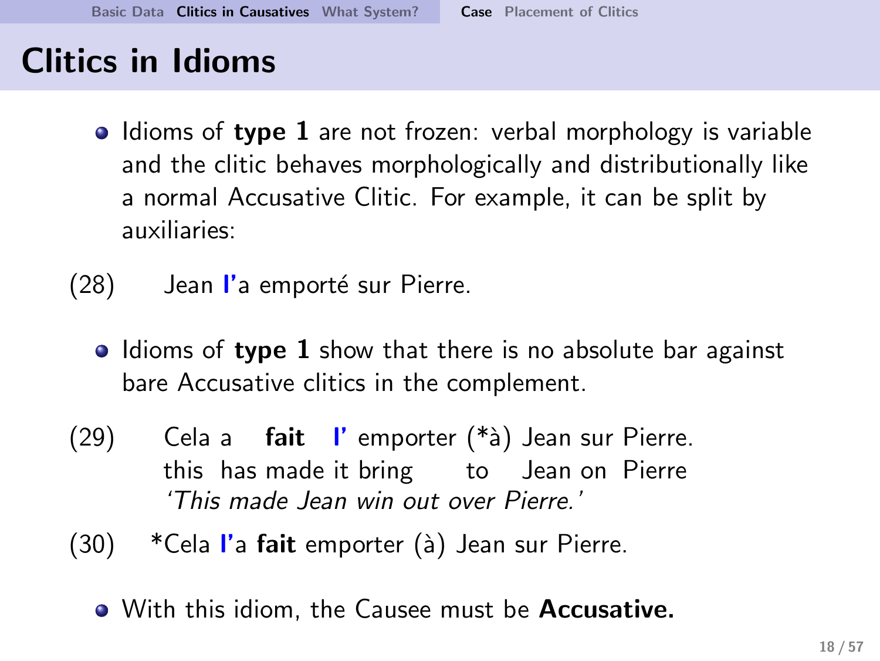# Clitics in Idioms

- Idioms of **type 1** are not frozen: verbal morphology is variable and the clitic behaves morphologically and distributionally like a normal Accusative Clitic. For example, it can be split by auxiliaries:

(28) Jean **l'**a emporté sur Pierre.

- Idioms of **type 1** show that there is no absolute bar against bare Accusative clitics in the complement.

(29) Cela a **fait** **l'** emporter (*à) Jean sur Pierre.
this has made it bring to Jean on Pierre
*'This made Jean win out over Pierre.'*

(30) *Cela **l'**a **fait** emporter (à) Jean sur Pierre.

- With this idiom, the Causee must be **Accusative.**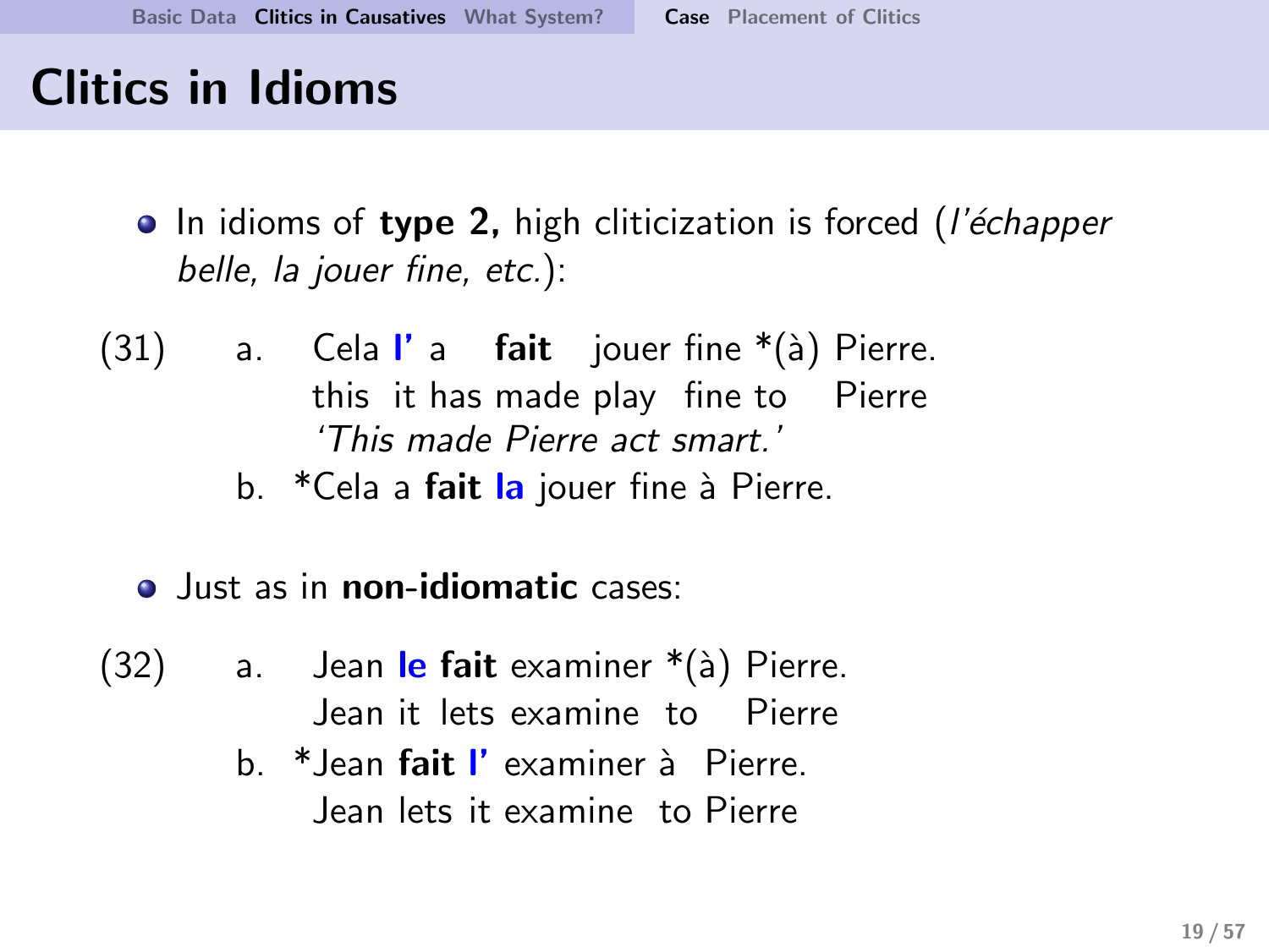# Clitics in Idioms

- In idioms of **type 2,** high cliticization is forced (*l'échapper belle, la jouer fine, etc.*):

(31) a. Cela **l'** a **fait** jouer fine *(à) Pierre.
this it has made play fine to Pierre
*'This made Pierre act smart.'*

b. *Cela a **fait** **la** jouer fine à Pierre.

- Just as in **non-idiomatic** cases:

(32) a. Jean **le** **fait** examiner *(à) Pierre.
Jean it lets examine to Pierre

b. *Jean **fait** **l'** examiner à Pierre.
Jean lets it examine to Pierre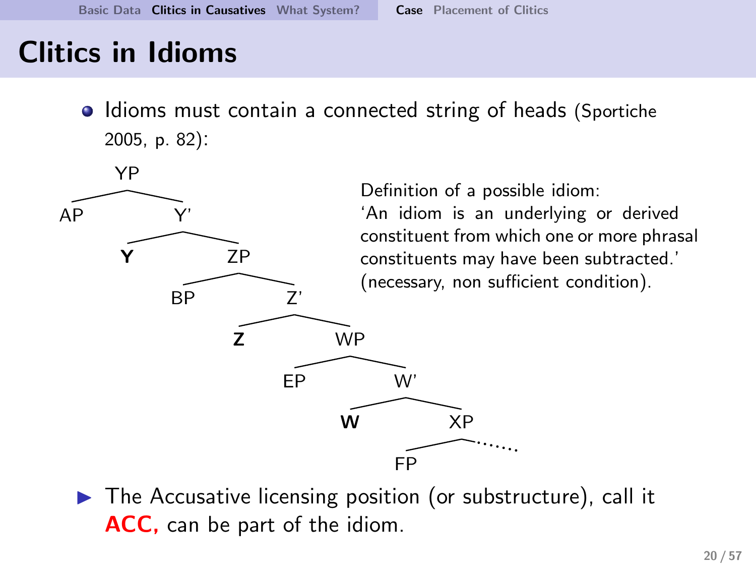# Clitics in Idioms

- Idioms must contain a connected string of heads (Sportiche 2005, p. 82):

```
YP
├── AP
└── Y'
    ├── Y
    └── ZP
        ├── BP
        └── Z'
            ├── Z
            └── WP
                ├── EP
                └── W'
                    ├── W
                    └── XP
                        ├── FP
                        └── ......
```

Definition of a possible idiom:
'An idiom is an underlying or derived constituent from which one or more phrasal constituents may have been subtracted.' (necessary, non sufficient condition).

- The Accusative licensing position (or substructure), call it **ACC,** can be part of the idiom.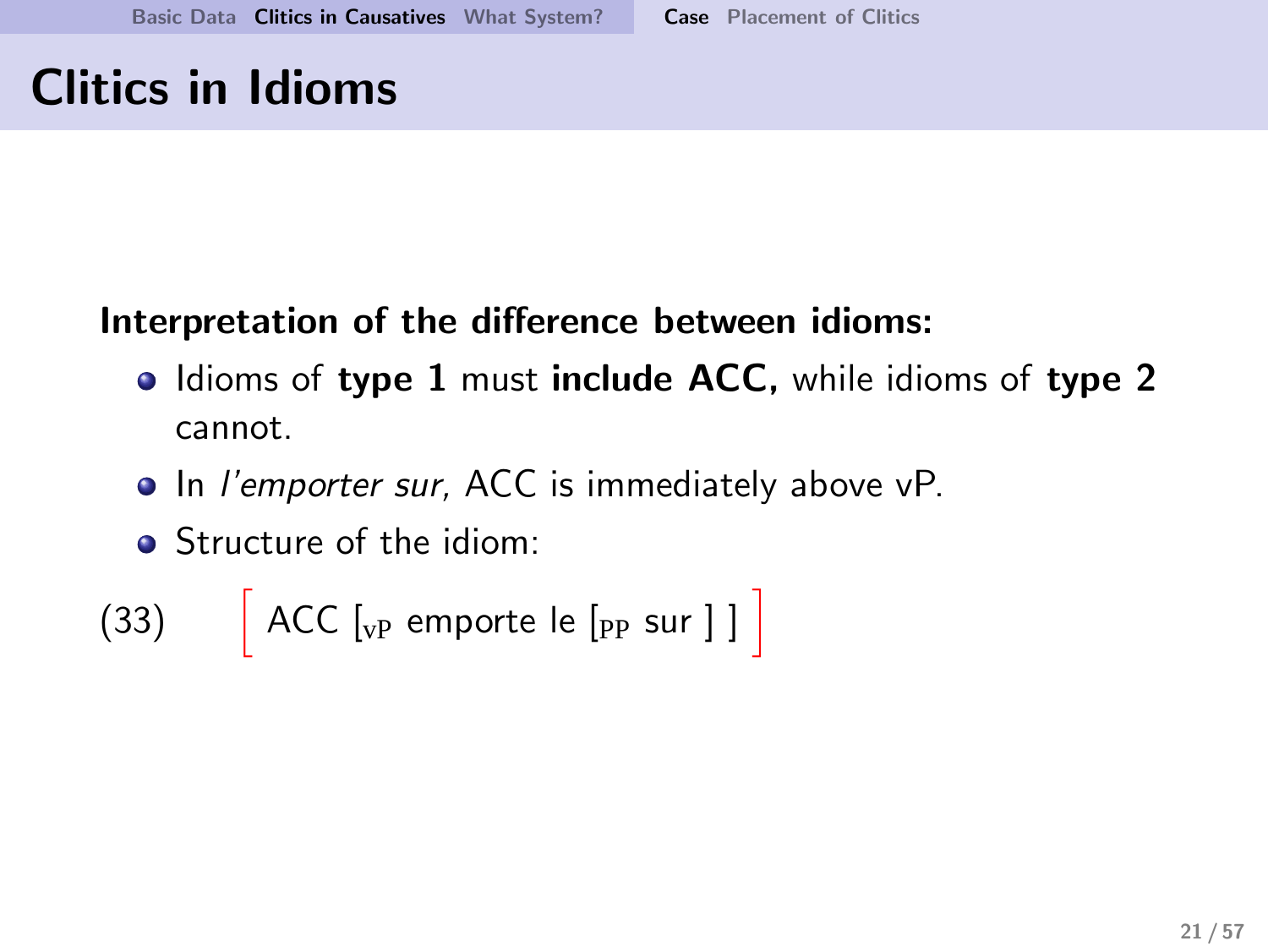# Clitics in Idioms

**Interpretation of the difference between idioms:**

- Idioms of **type 1** must **include ACC,** while idioms of **type 2** cannot.
- In *l'emporter sur*, ACC is immediately above vP.
- Structure of the idiom:

(33) [ ACC [$_{vP}$ emporte le [$_{PP}$ sur ] ] ]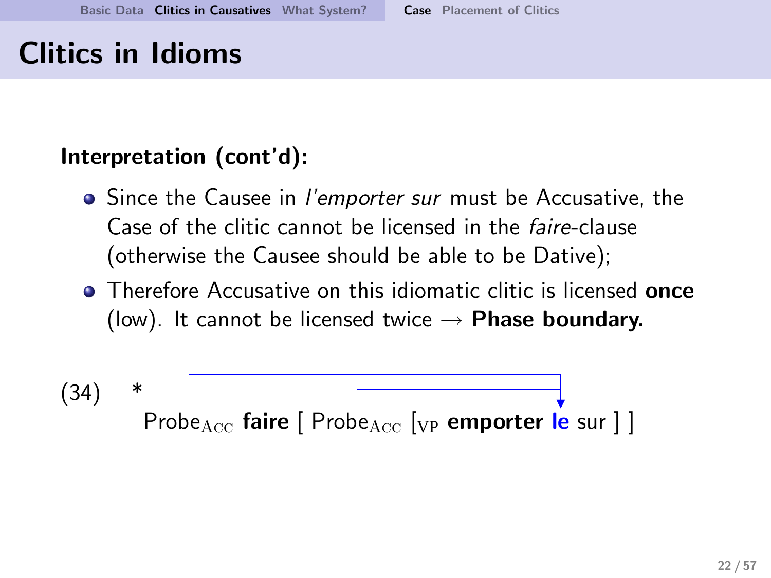# Clitics in Idioms

**Interpretation (cont'd):**

- Since the Causee in *l'emporter sur* must be Accusative, the Case of the clitic cannot be licensed in the *faire*-clause (otherwise the Causee should be able to be Dative);
- Therefore Accusative on this idiomatic clitic is licensed **once** (low). It cannot be licensed twice → **Phase boundary.**

(34) * $\text{Probe}_{\text{Acc}}$ **faire** [ $\text{Probe}_{\text{Acc}}$ $[_{\text{VP}}$ **emporter le** sur ] ]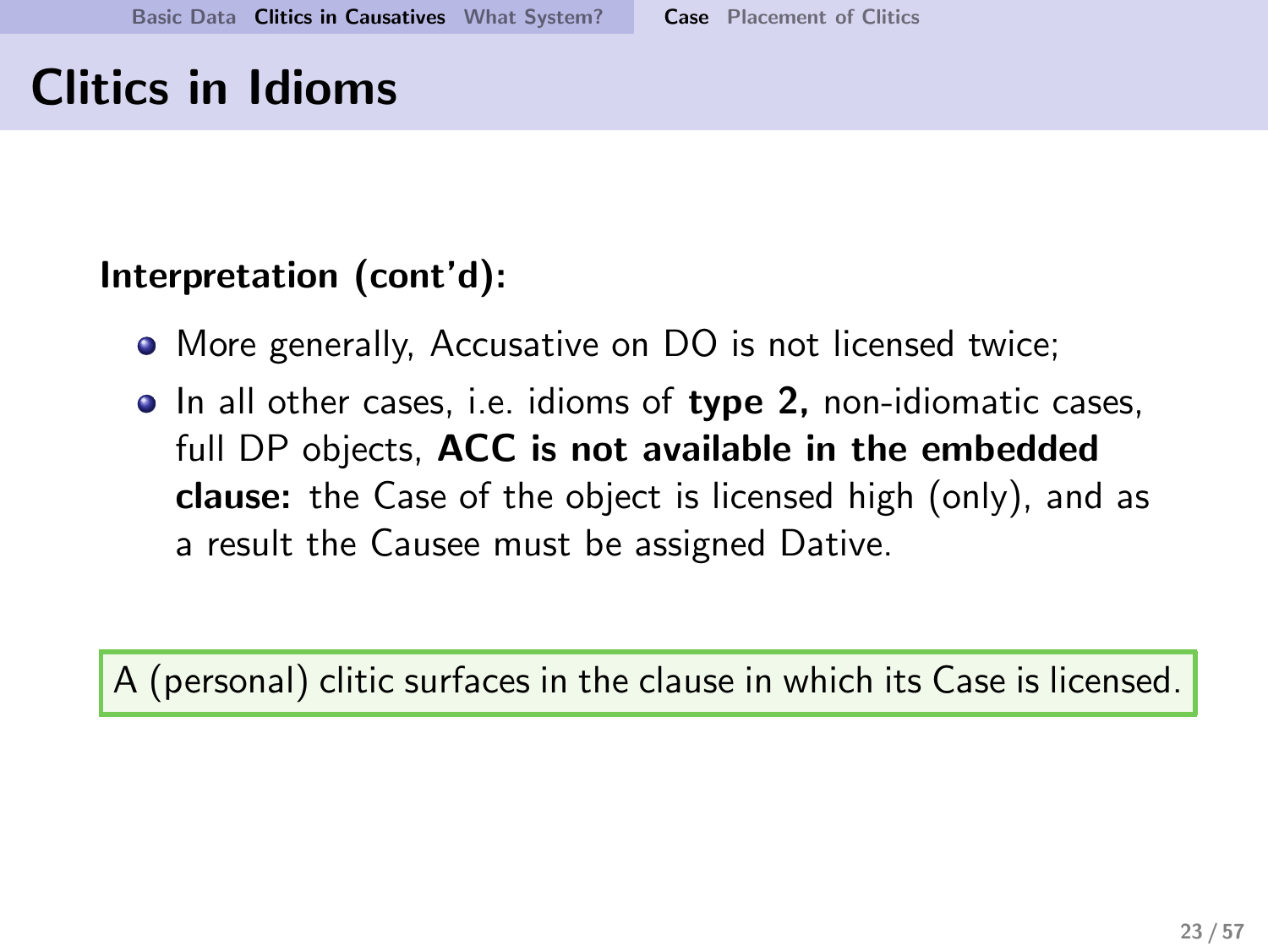# Clitics in Idioms

**Interpretation (cont'd):**

- More generally, Accusative on DO is not licensed twice;
- In all other cases, i.e. idioms of **type 2,** non-idiomatic cases, full DP objects, **ACC is not available in the embedded clause:** the Case of the object is licensed high (only), and as a result the Causee must be assigned Dative.

A (personal) clitic surfaces in the clause in which its Case is licensed.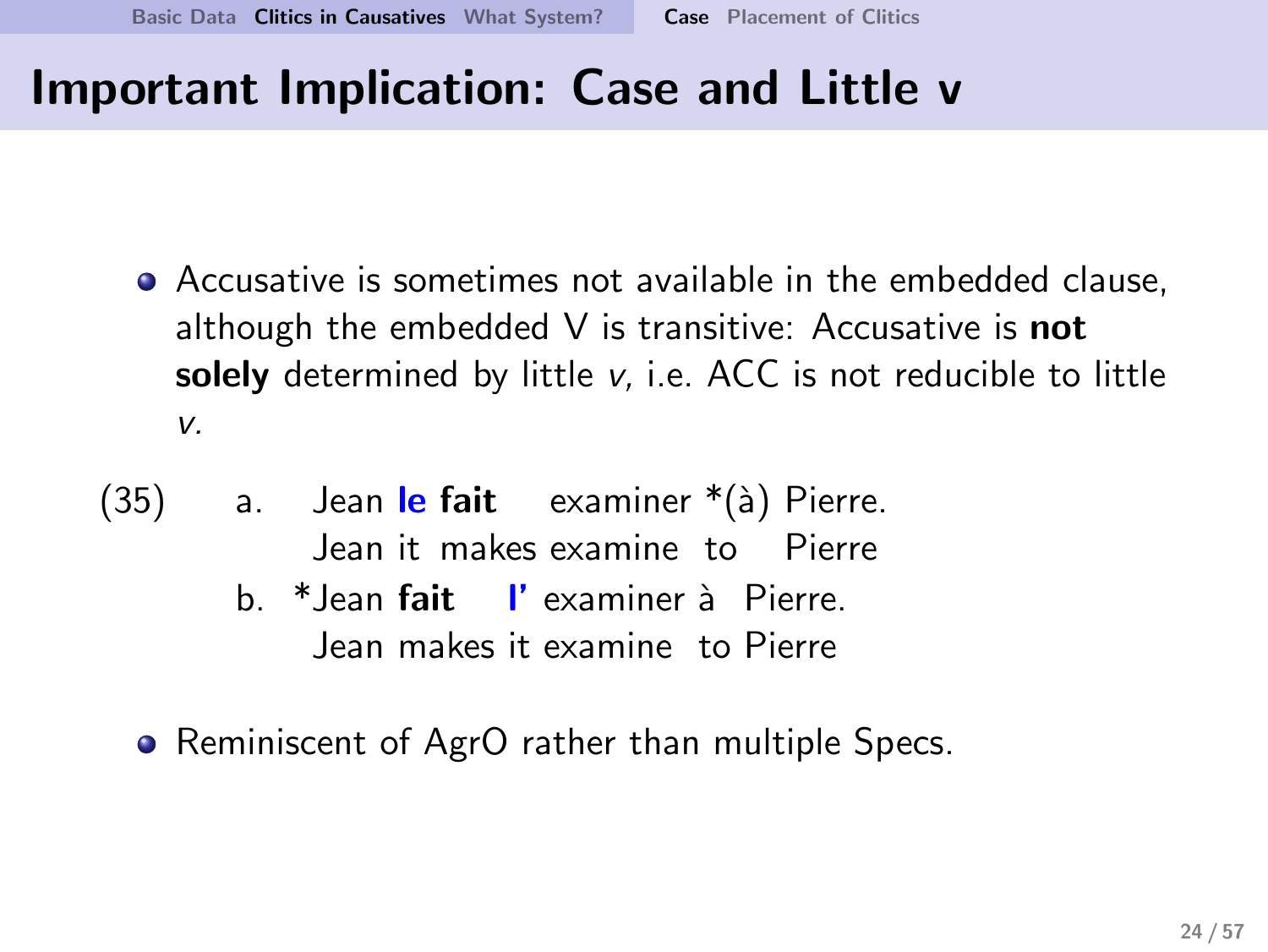# Important Implication: Case and Little v

- Accusative is sometimes not available in the embedded clause, although the embedded V is transitive: Accusative is **not solely** determined by little *v*, i.e. ACC is not reducible to little *v*.

(35)
a. Jean **le fait** examiner *(à) Pierre.
   Jean it makes examine to Pierre

b. *Jean **fait** **l'** examiner à Pierre.
   Jean makes it examine to Pierre

- Reminiscent of AgrO rather than multiple Specs.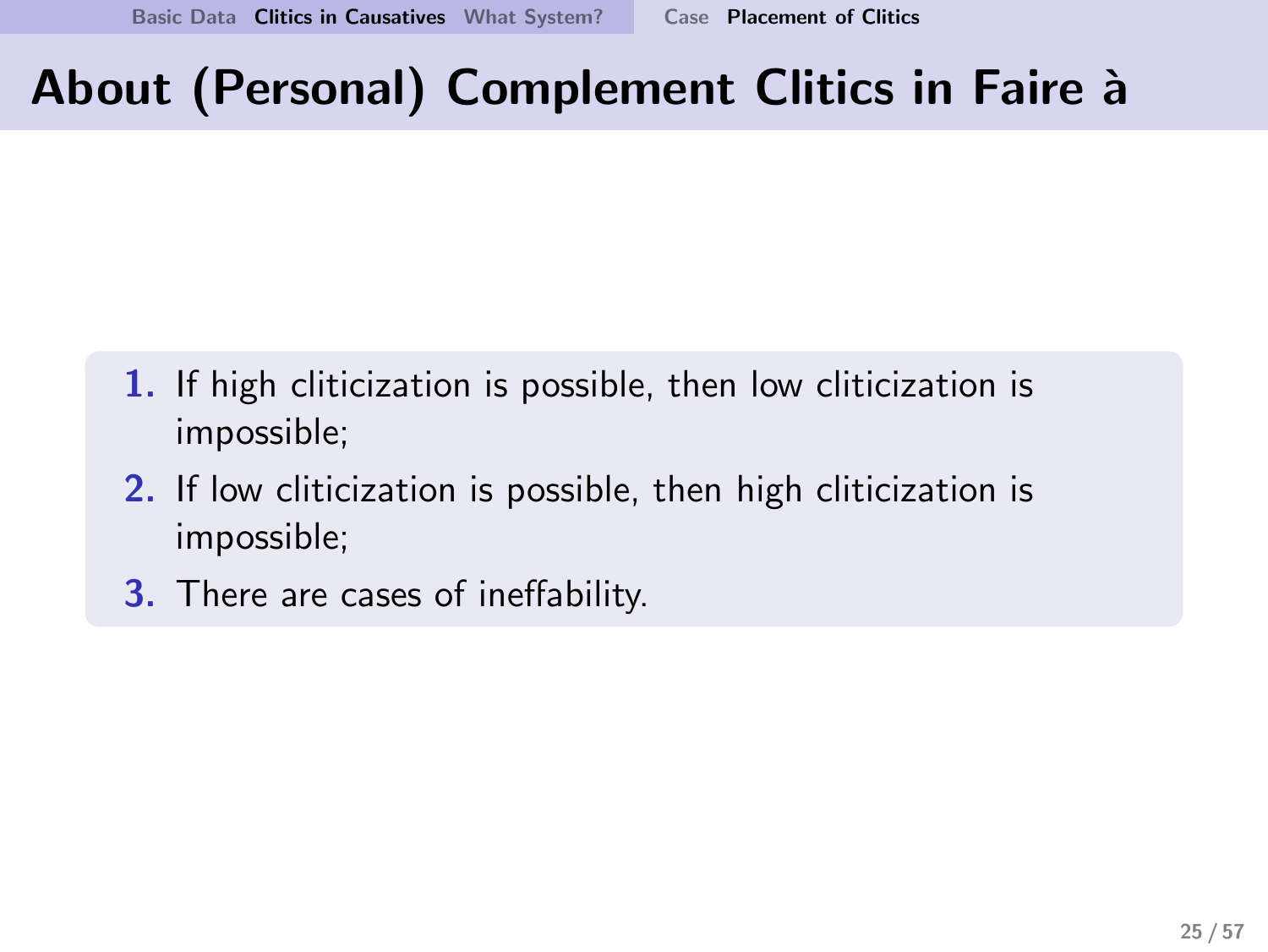# About (Personal) Complement Clitics in Faire à

1. If high cliticization is possible, then low cliticization is impossible;
2. If low cliticization is possible, then high cliticization is impossible;
3. There are cases of ineffability.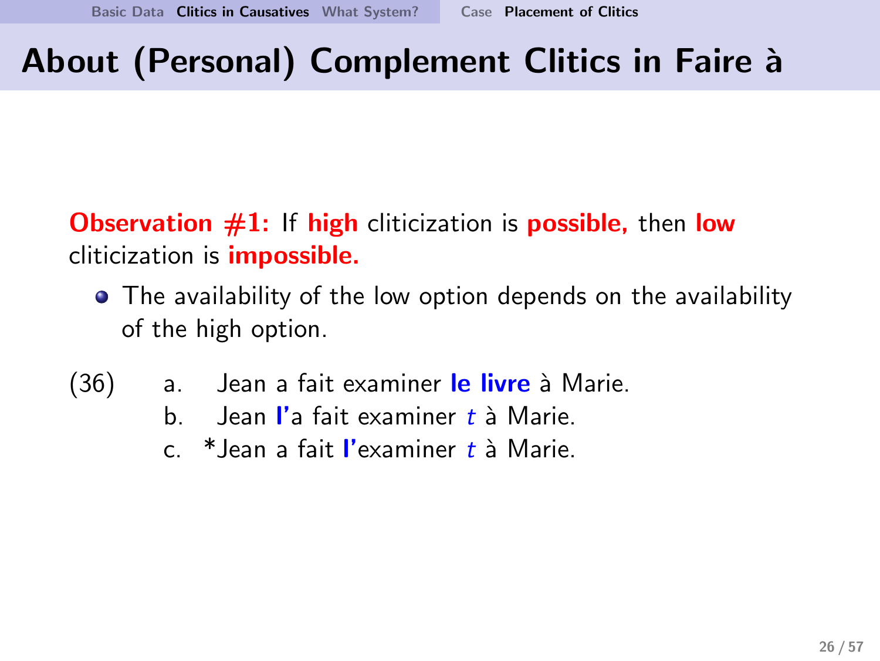# About (Personal) Complement Clitics in Faire à

**Observation #1:** If **high** cliticization is **possible,** then **low** cliticization is **impossible.**

- The availability of the low option depends on the availability of the high option.

(36)
  a. Jean a fait examiner **le livre** à Marie.
  b. Jean **l'**a fait examiner *t* à Marie.
  c. *Jean a fait **l'**examiner *t* à Marie.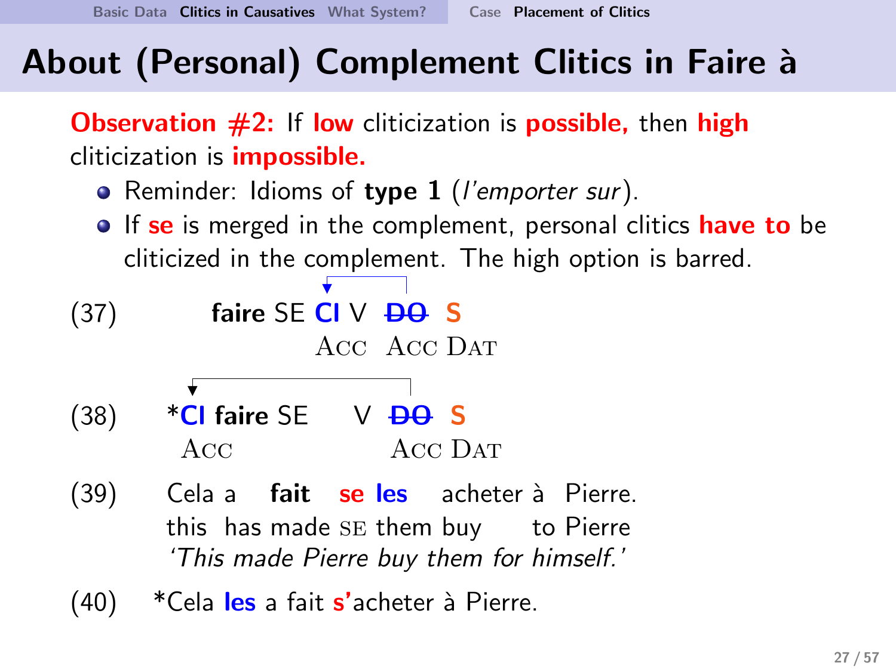# About (Personal) Complement Clitics in Faire à

**Observation #2:** If **low** cliticization is **possible,** then **high** cliticization is **impossible.**

- Reminder: Idioms of **type 1** (*l'emporter sur*).
- If **se** is merged in the complement, personal clitics **have to** be cliticized in the complement. The high option is barred.

(37) **faire** SE **Cl** V ~~DO~~ **S**
 ACC ACC DAT

(38) ***Cl** **faire** SE V ~~DO~~ **S**
 ACC ACC DAT

(39) Cela a **fait** **se** **les** acheter à Pierre.
 this has made SE them buy to Pierre
 *'This made Pierre buy them for himself.'*

(40) *Cela **les** a fait **s'**acheter à Pierre.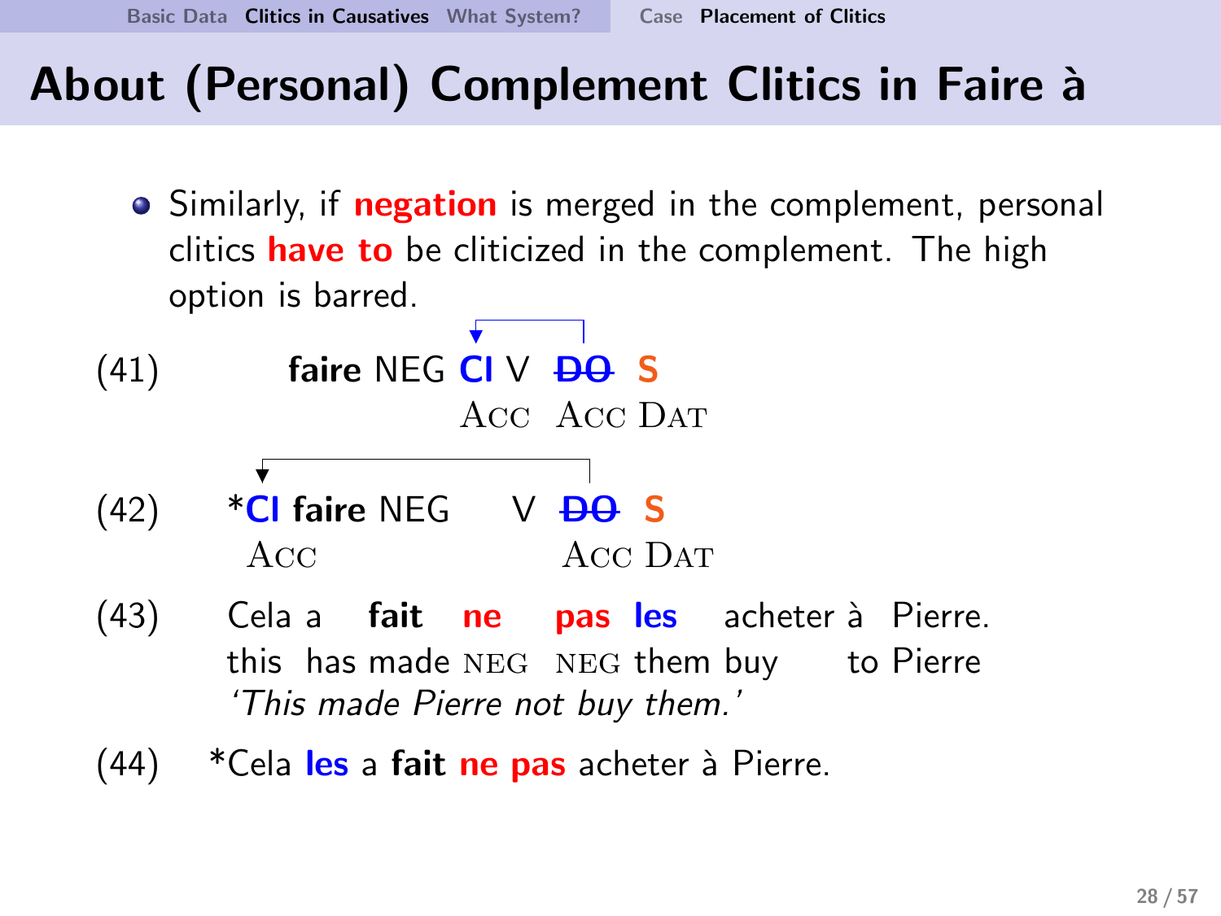# About (Personal) Complement Clitics in Faire à

- Similarly, if **negation** is merged in the complement, personal clitics **have to** be cliticized in the complement. The high option is barred.

(41) **faire** NEG **CI** V ~~DO~~ **S**
  ACC   ACC DAT

(42) ***CI** **faire** NEG V ~~DO~~ **S**
  ACC   ACC DAT

(43) Cela a **fait** **ne** **pas** **les** acheter à Pierre.
  this has made NEG NEG them buy to Pierre
  *'This made Pierre not buy them.'*

(44) *Cela **les** a **fait** **ne pas** acheter à Pierre.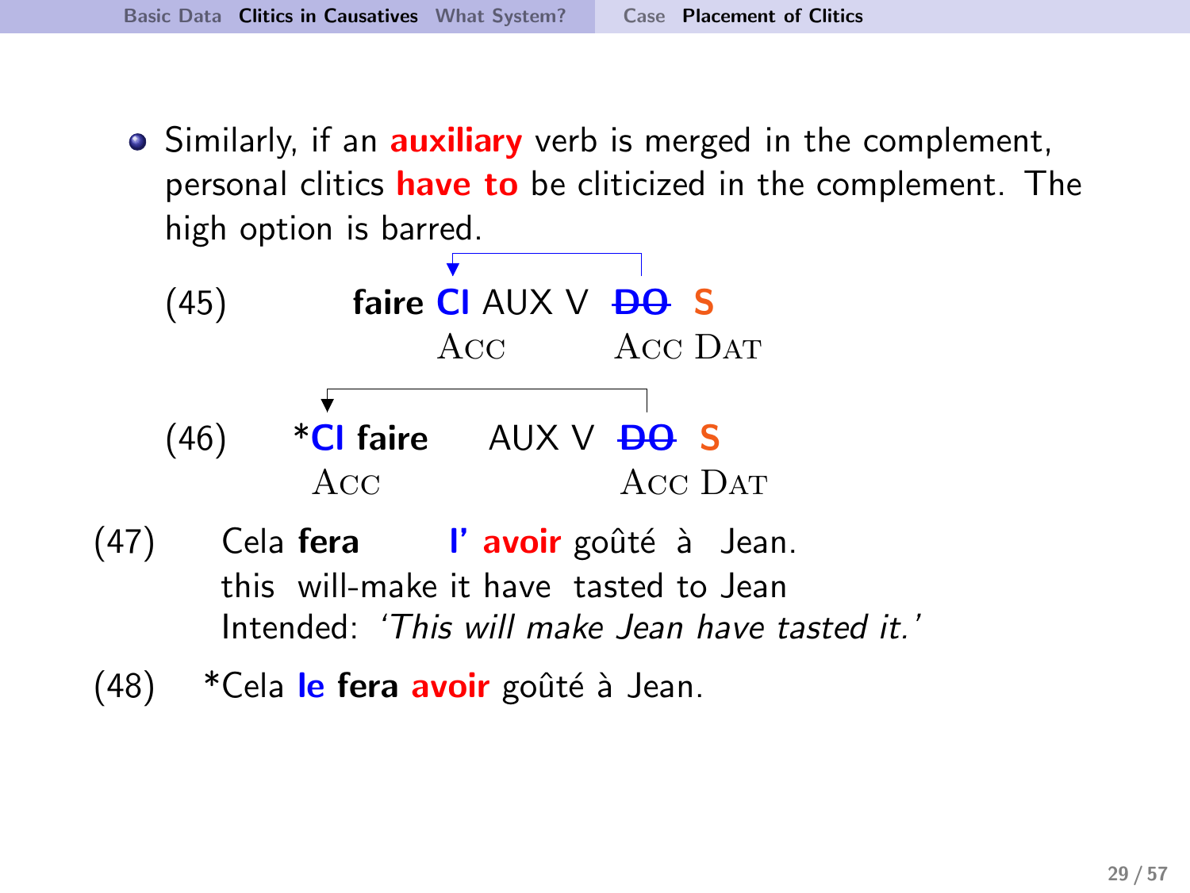- Similarly, if an **auxiliary** verb is merged in the complement, personal clitics **have to** be cliticized in the complement. The high option is barred.

(45) **faire** **CI** AUX V ~~**DO**~~ **S**
     ACC ACC DAT

(46) ***CI** **faire** AUX V ~~**DO**~~ **S**
     ACC ACC DAT

(47) Cela **fera** **l'** **avoir** goûté à Jean.
this will-make it have tasted to Jean
Intended: *'This will make Jean have tasted it.'*

(48) *Cela **le** **fera** **avoir** goûté à Jean.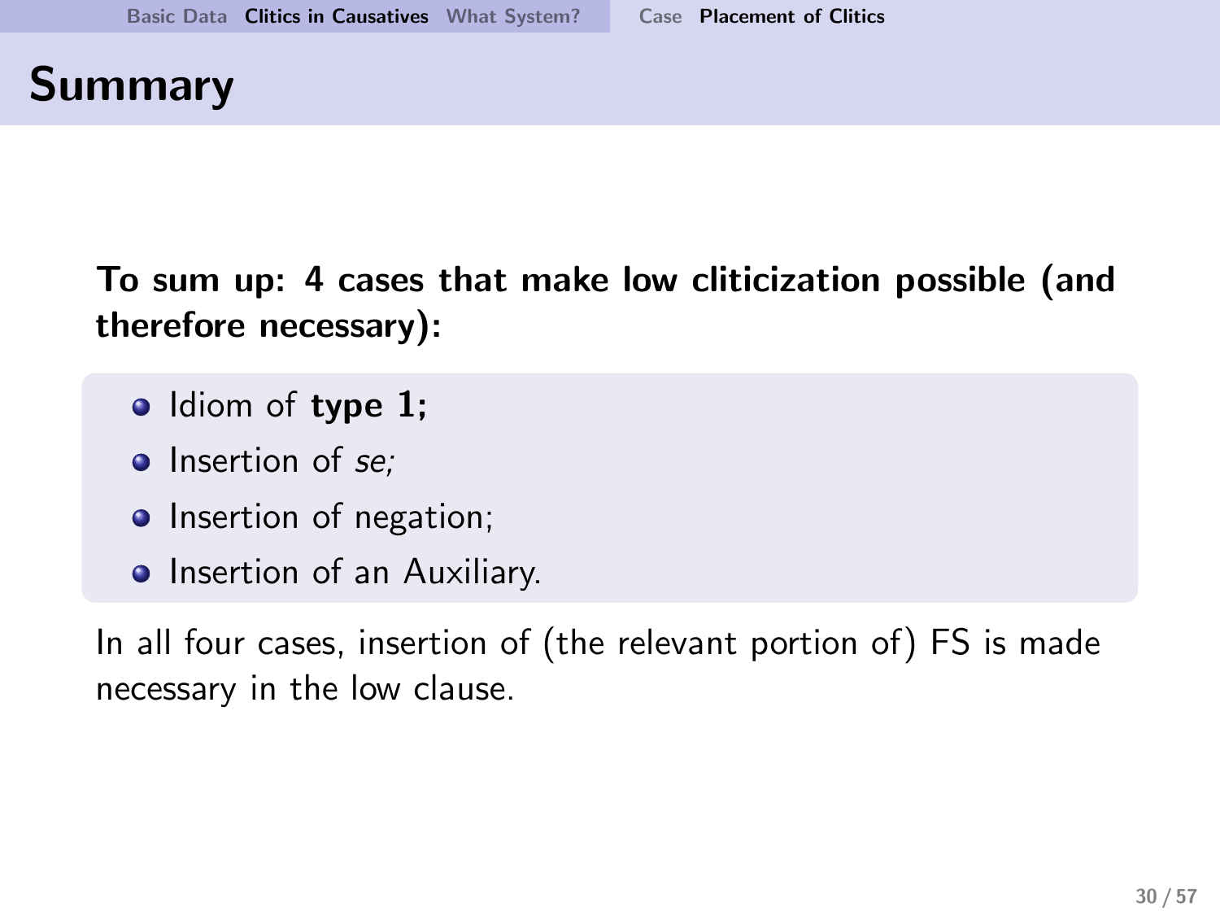# Summary

**To sum up: 4 cases that make low cliticization possible (and therefore necessary):**

- Idiom of **type 1;**
- Insertion of *se;*
- Insertion of negation;
- Insertion of an Auxiliary.

In all four cases, insertion of (the relevant portion of) FS is made necessary in the low clause.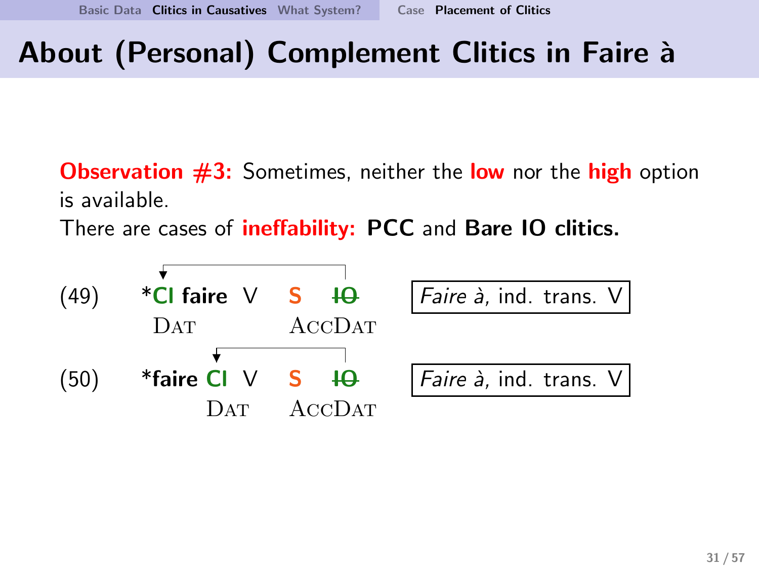# About (Personal) Complement Clitics in Faire à

**Observation #3:** Sometimes, neither the **low** nor the **high** option is available.

There are cases of **ineffability:** **PCC** and **Bare IO clitics.**

(49) *__Cl__ **faire** V **S** ~~IO~~ &nbsp;&nbsp;&nbsp; *Faire à*, ind. trans. V
&nbsp;&nbsp;&nbsp;&nbsp;&nbsp;&nbsp;DAT &nbsp;&nbsp;&nbsp;&nbsp;&nbsp;&nbsp;&nbsp;&nbsp;&nbsp; ACCDAT

(50) ***faire** __Cl__ V **S** ~~IO~~ &nbsp;&nbsp;&nbsp; *Faire à*, ind. trans. V
&nbsp;&nbsp;&nbsp;&nbsp;&nbsp;&nbsp;&nbsp;&nbsp;&nbsp;&nbsp;&nbsp;&nbsp;DAT &nbsp;&nbsp;&nbsp;&nbsp; ACCDAT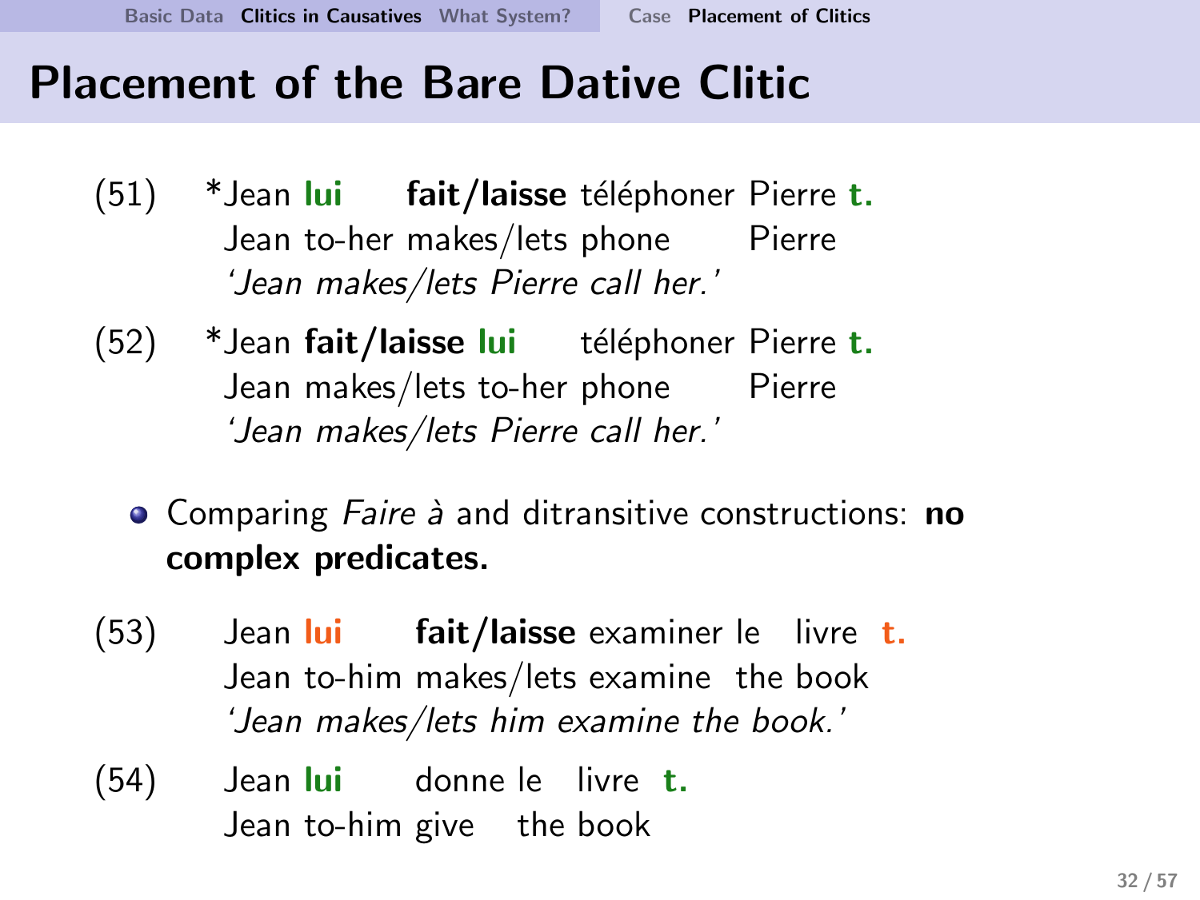# Placement of the Bare Dative Clitic

(51) *Jean **lui** **fait/laisse** téléphoner Pierre **t.**
  Jean to-her makes/lets phone Pierre
  *'Jean makes/lets Pierre call her.'*

(52) *Jean **fait/laisse** **lui** téléphoner Pierre **t.**
  Jean makes/lets to-her phone Pierre
  *'Jean makes/lets Pierre call her.'*

- Comparing *Faire à* and ditransitive constructions: **no complex predicates.**

(53) Jean **lui** **fait/laisse** examiner le livre **t.**
  Jean to-him makes/lets examine the book
  *'Jean makes/lets him examine the book.'*

(54) Jean **lui** donne le livre **t.**
  Jean to-him give the book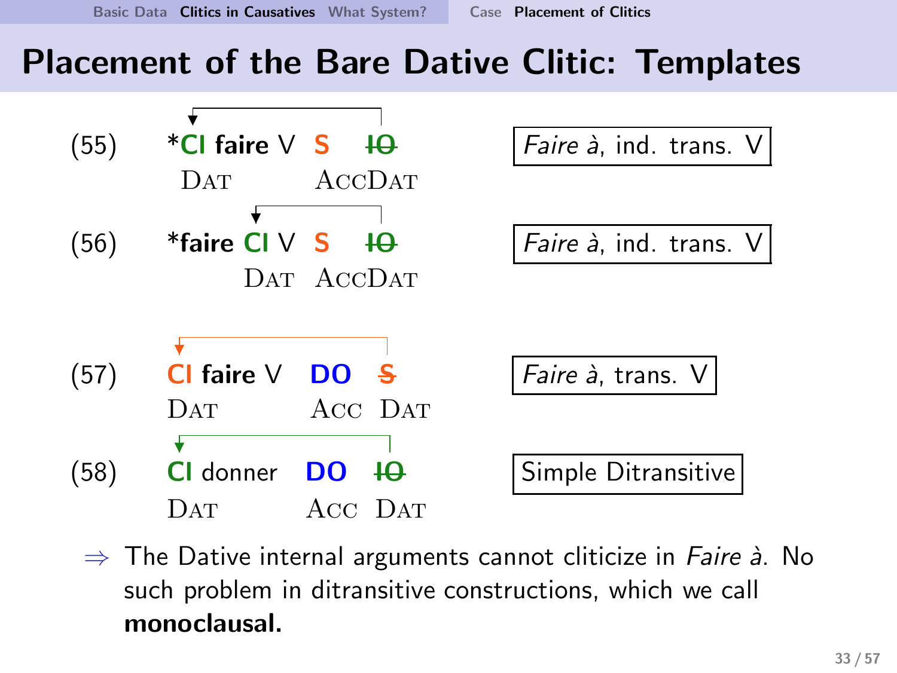# Placement of the Bare Dative Clitic: Templates

(55) \***Cl** **faire** V **S** ~~**IO**~~ — *Faire à*, ind. trans. V

DAT ... ACCDAT

(56) \***faire** **Cl** V **S** ~~**IO**~~ — *Faire à*, ind. trans. V

DAT ACCDAT

(57) **Cl** **faire** V **DO** ~~**S**~~ — *Faire à*, trans. V

DAT ... ACC DAT

(58) **Cl** donner **DO** ~~**IO**~~ — Simple Ditransitive

DAT ... ACC DAT

⇒ The Dative internal arguments cannot cliticize in *Faire à*. No such problem in ditransitive constructions, which we call **monoclausal.**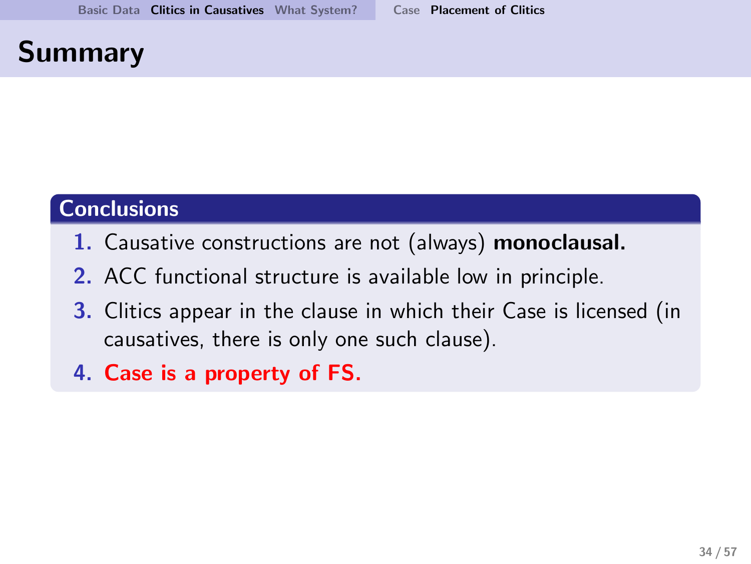# Summary

## Conclusions

1. Causative constructions are not (always) **monoclausal.**
2. ACC functional structure is available low in principle.
3. Clitics appear in the clause in which their Case is licensed (in causatives, there is only one such clause).
4. **Case is a property of FS.**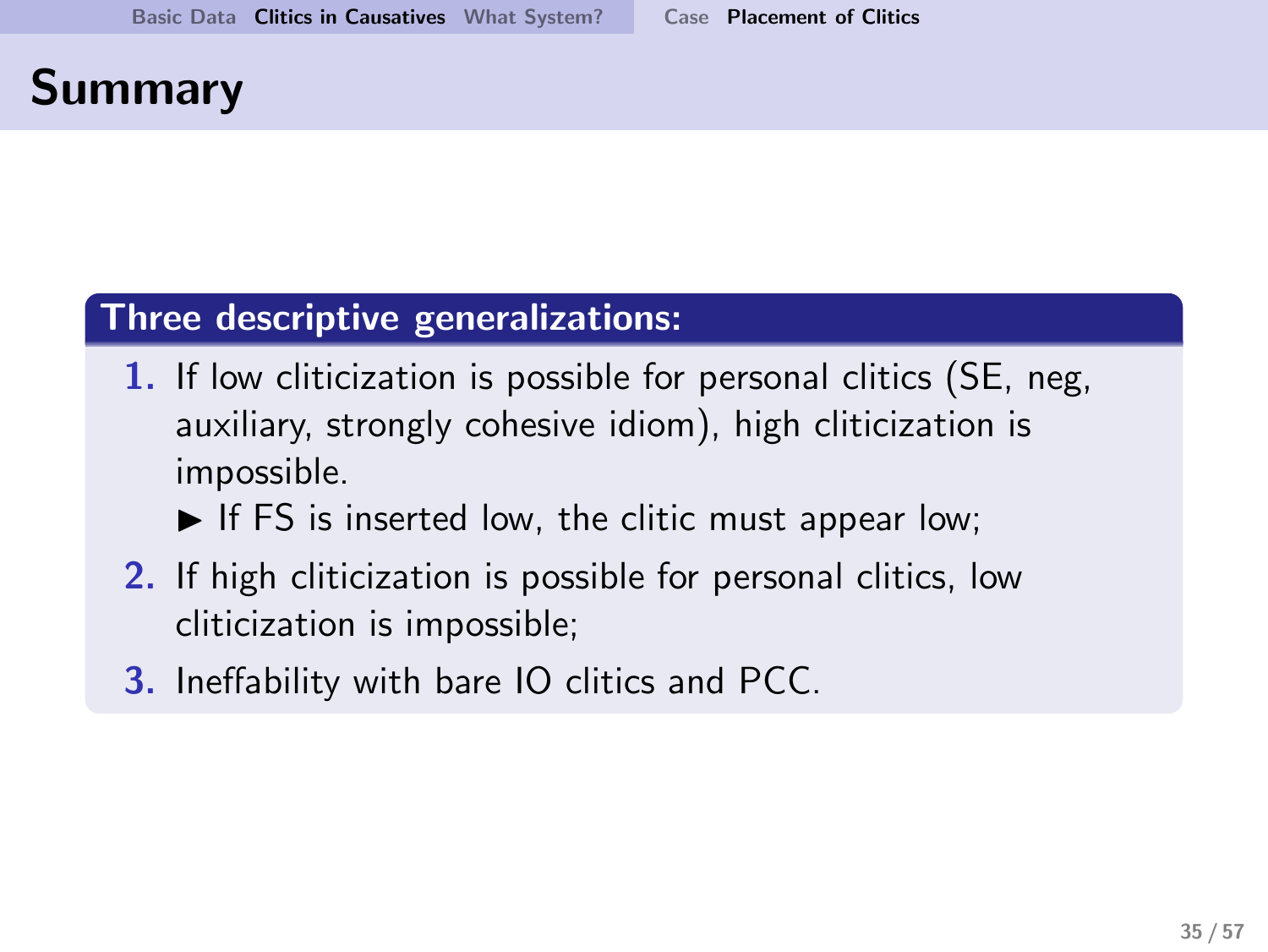# Summary

**Three descriptive generalizations:**

1. If low cliticization is possible for personal clitics (SE, neg, auxiliary, strongly cohesive idiom), high cliticization is impossible.
   - If FS is inserted low, the clitic must appear low;
2. If high cliticization is possible for personal clitics, low cliticization is impossible;
3. Ineffability with bare IO clitics and PCC.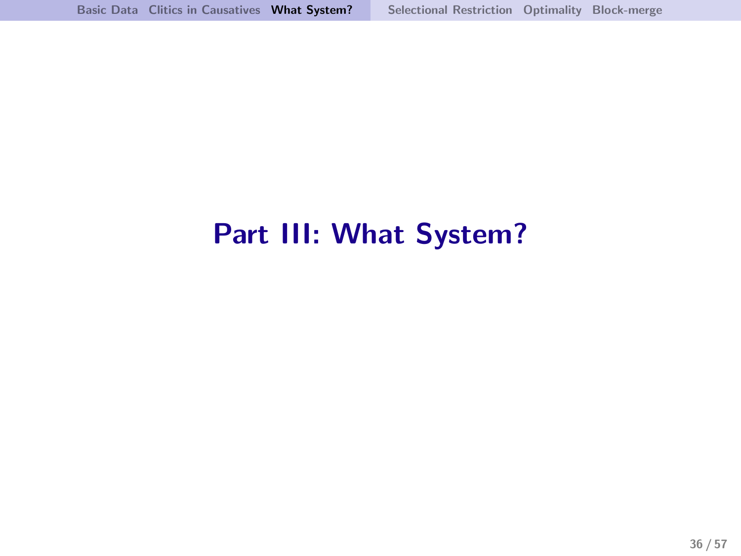# Part III: What System?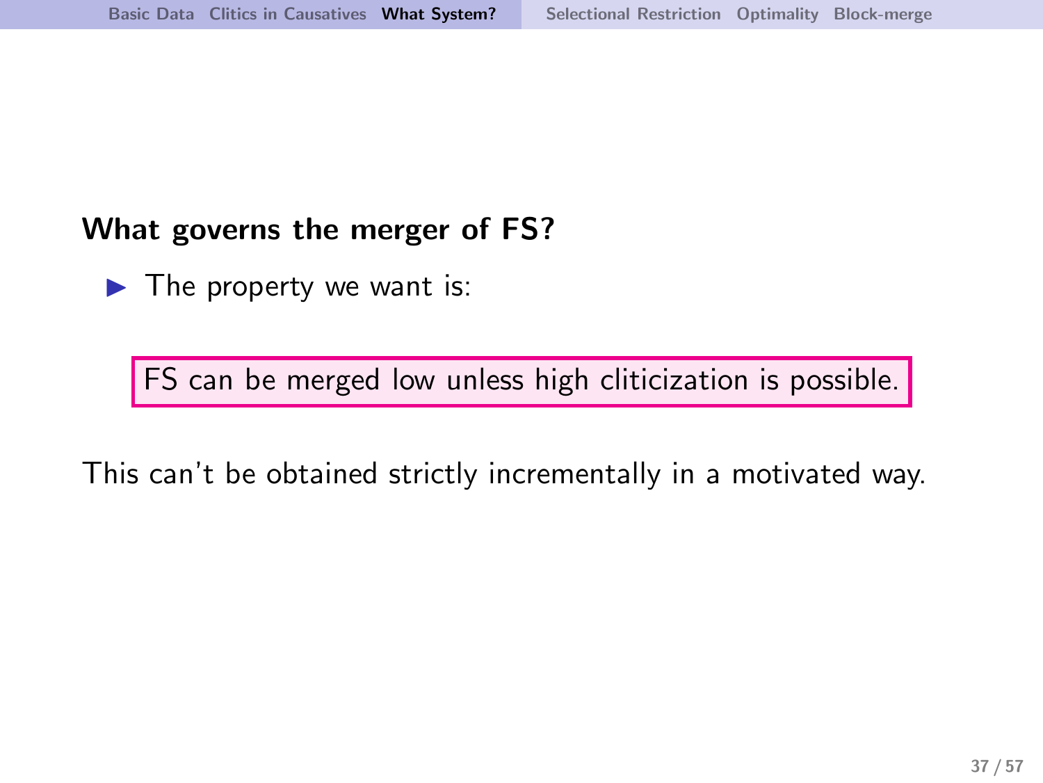**What governs the merger of FS?**

- The property we want is:

> FS can be merged low unless high cliticization is possible.

This can't be obtained strictly incrementally in a motivated way.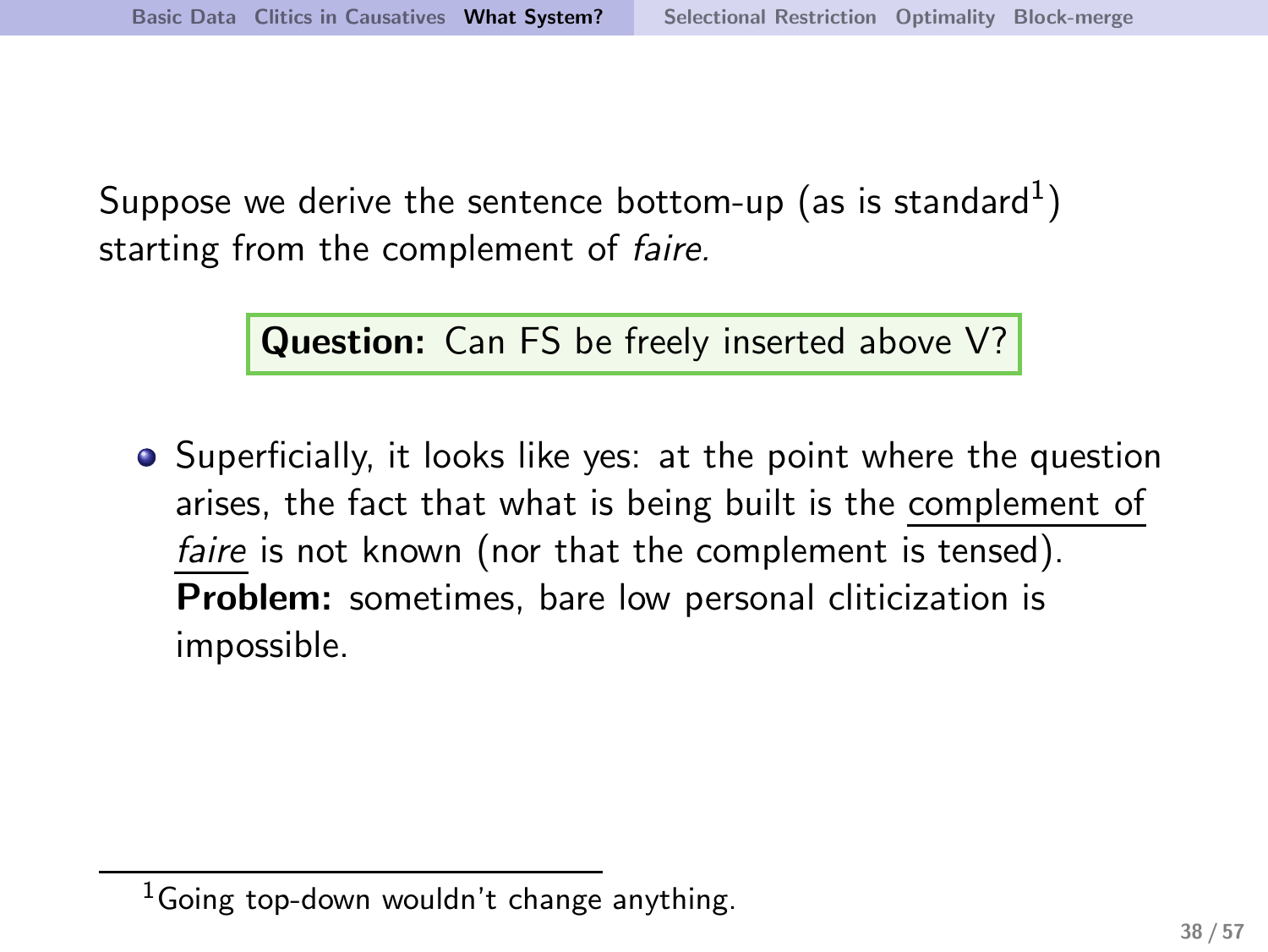Suppose we derive the sentence bottom-up (as is standard[1]) starting from the complement of *faire.*

**Question:** Can FS be freely inserted above V?

- Superficially, it looks like yes: at the point where the question arises, the fact that what is being built is the complement of *faire* is not known (nor that the complement is tensed). **Problem:** sometimes, bare low personal cliticization is impossible.

[1] Going top-down wouldn't change anything.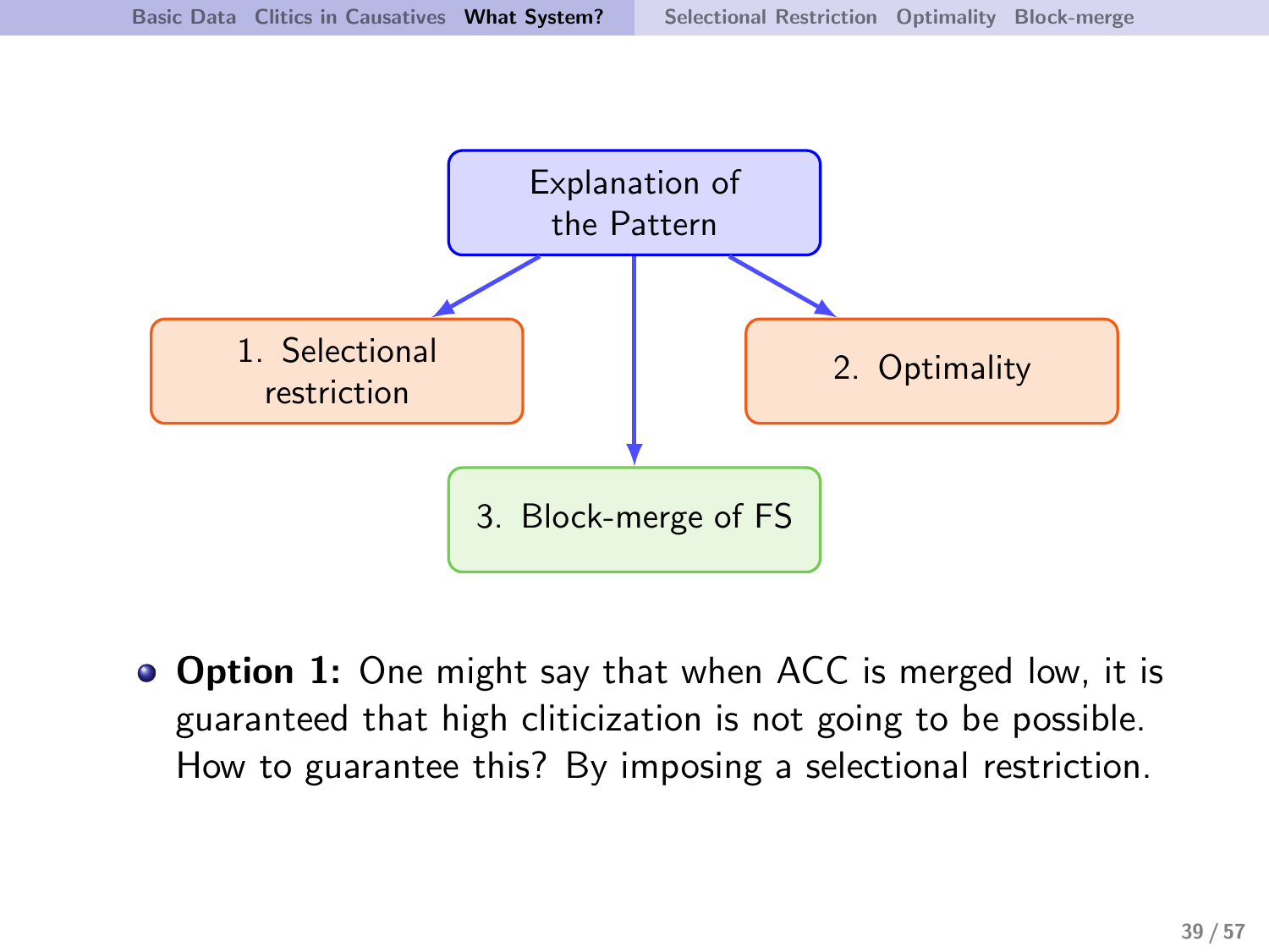Explanation of the Pattern

1. Selectional restriction

2. Optimality

3. Block-merge of FS

- **Option 1:** One might say that when ACC is merged low, it is guaranteed that high cliticization is not going to be possible. How to guarantee this? By imposing a selectional restriction.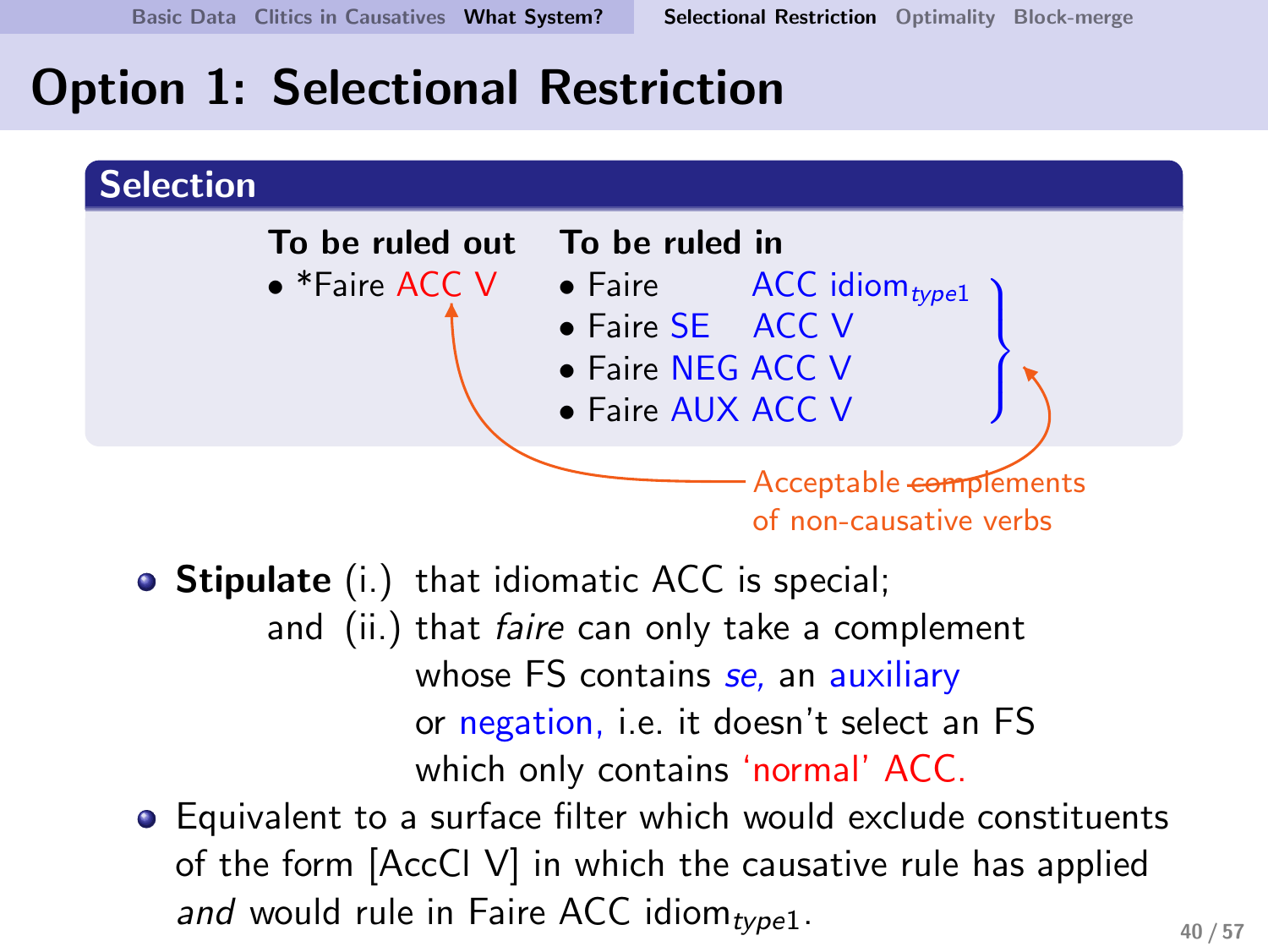# Option 1: Selectional Restriction

## Selection

| To be ruled out | To be ruled in |
|---|---|
| • *Faire ACC V | • Faire ACC $\text{idiom}_{type1}$ |
| | • Faire SE ACC V |
| | • Faire NEG ACC V |
| | • Faire AUX ACC V |

Acceptable complements of non-causative verbs

- **Stipulate** (i.) that idiomatic ACC is special;
  and (ii.) that *faire* can only take a complement whose FS contains *se*, an auxiliary or negation, i.e. it doesn't select an FS which only contains 'normal' ACC.
- Equivalent to a surface filter which would exclude constituents of the form [AccCl V] in which the causative rule has applied *and* would rule in Faire ACC $\text{idiom}_{type1}$.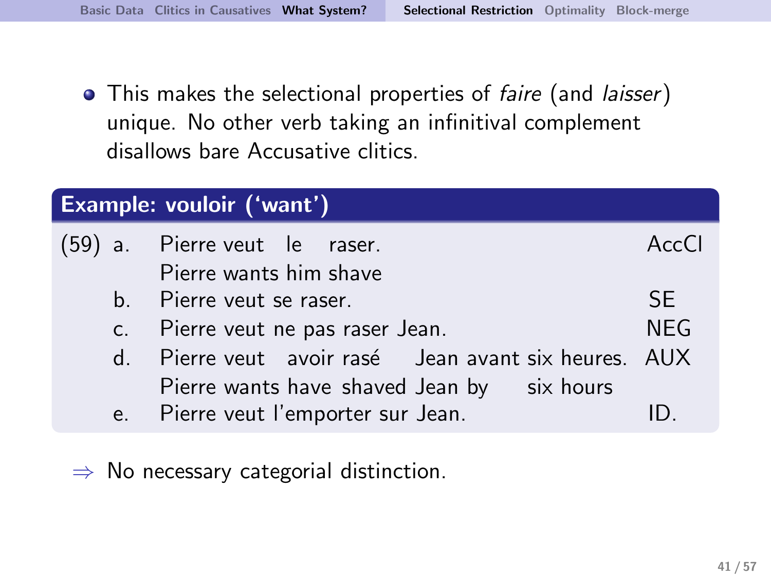- This makes the selectional properties of *faire* (and *laisser*) unique. No other verb taking an infinitival complement disallows bare Accusative clitics.

**Example: vouloir (‘want’)**

(59)

| | | |
|---|---|---|
| a. | Pierre veut le raser.<br>Pierre wants him shave | AccCl |
| b. | Pierre veut se raser. | SE |
| c. | Pierre veut ne pas raser Jean. | NEG |
| d. | Pierre veut avoir rasé Jean avant six heures.<br>Pierre wants have shaved Jean by six hours | AUX |
| e. | Pierre veut l’emporter sur Jean. | ID. |

⇒ No necessary categorial distinction.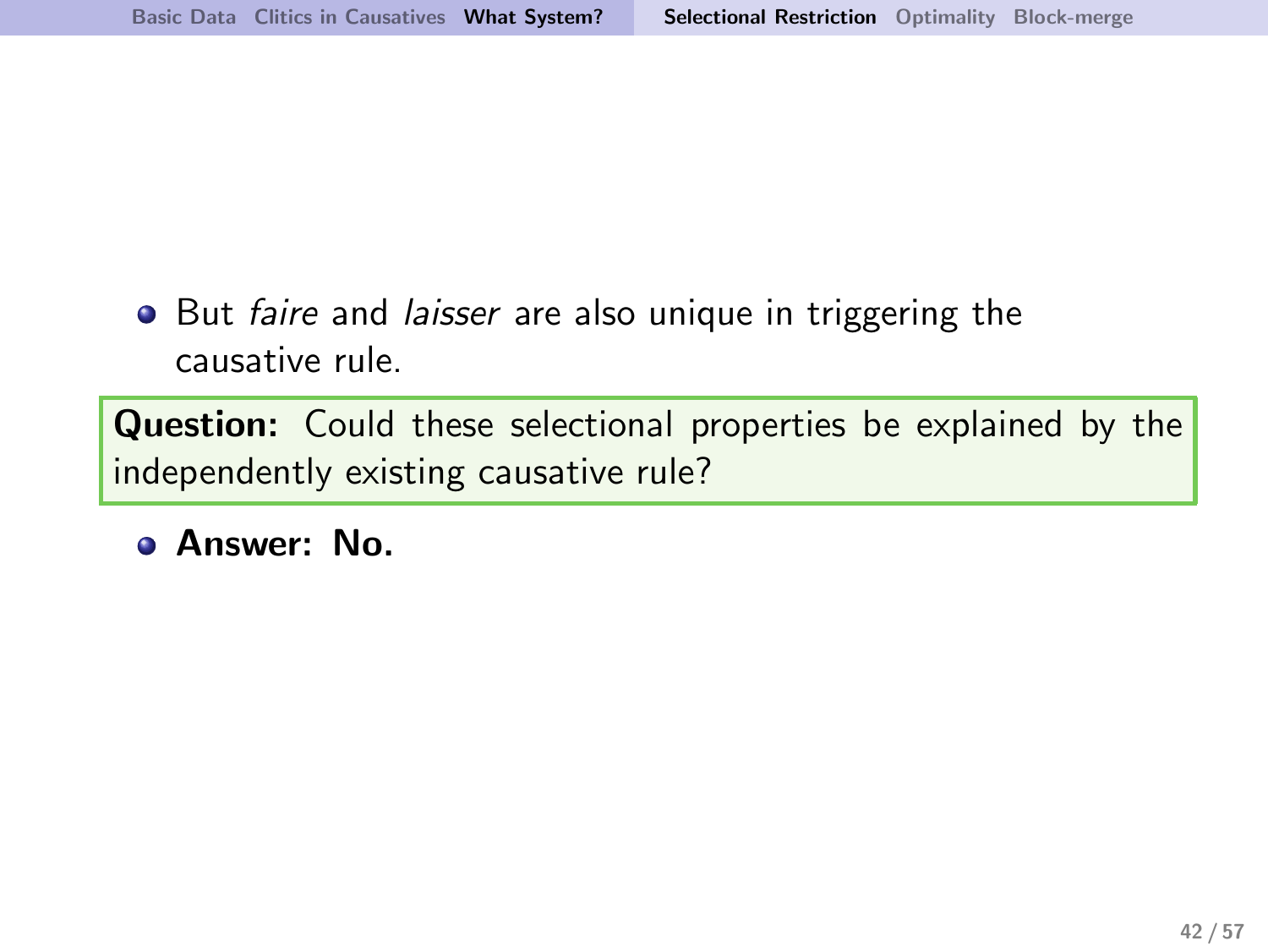- But *faire* and *laisser* are also unique in triggering the causative rule.

**Question:** Could these selectional properties be explained by the independently existing causative rule?

- **Answer: No.**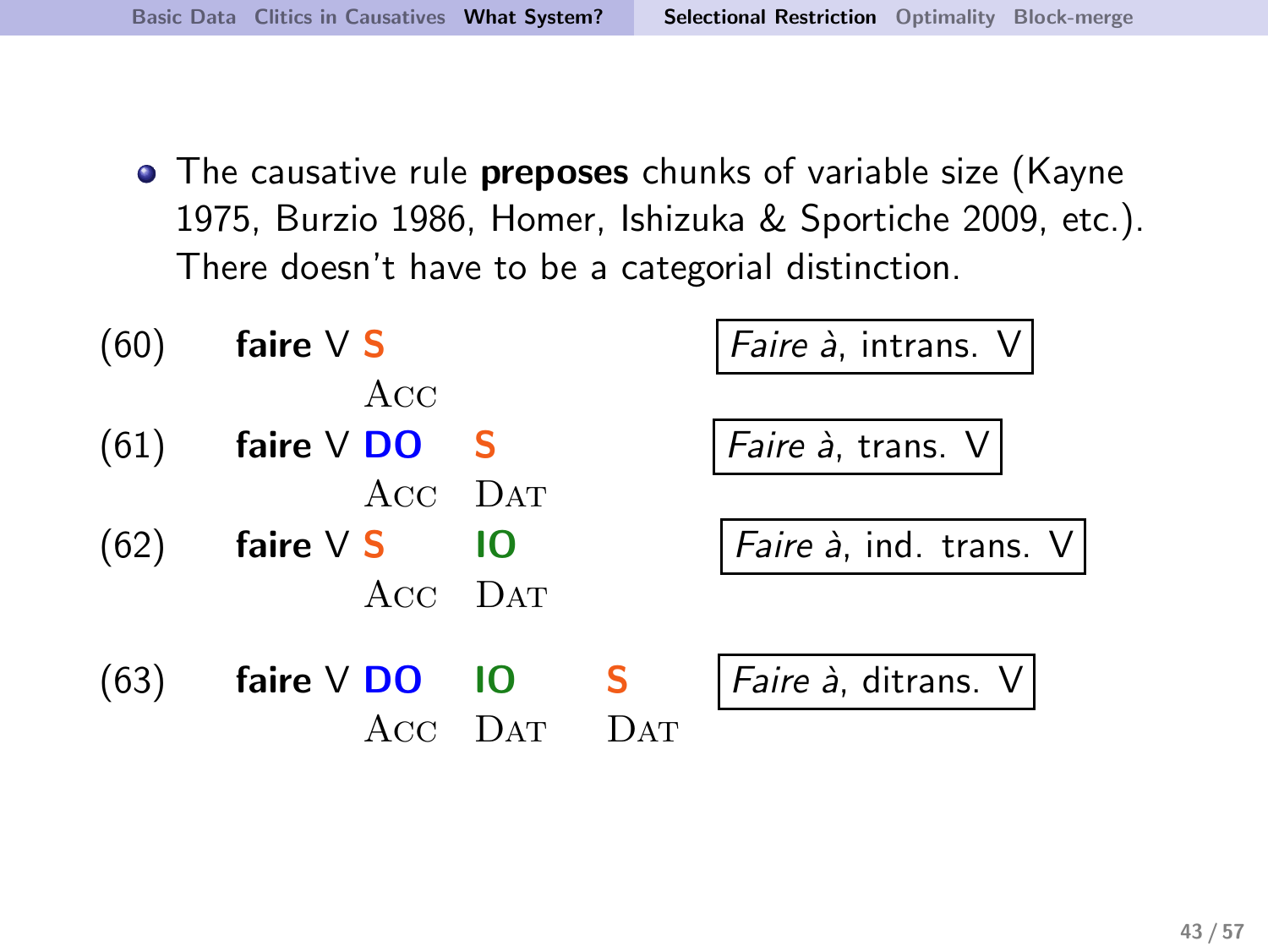- The causative rule **preposes** chunks of variable size (Kayne 1975, Burzio 1986, Homer, Ishizuka & Sportiche 2009, etc.). There doesn't have to be a categorial distinction.

| | | | | | |
|---|---|---|---|---|---|
| (60) | **faire** V **S** | | | | *Faire à*, intrans. V |
| | ACC | | | | |
| (61) | **faire** V **DO** | **S** | | | *Faire à*, trans. V |
| | ACC | DAT | | | |
| (62) | **faire** V **S** | **IO** | | | *Faire à*, ind. trans. V |
| | ACC | DAT | | | |
| (63) | **faire** V **DO** | **IO** | **S** | | *Faire à*, ditrans. V |
| | ACC | DAT | DAT | | |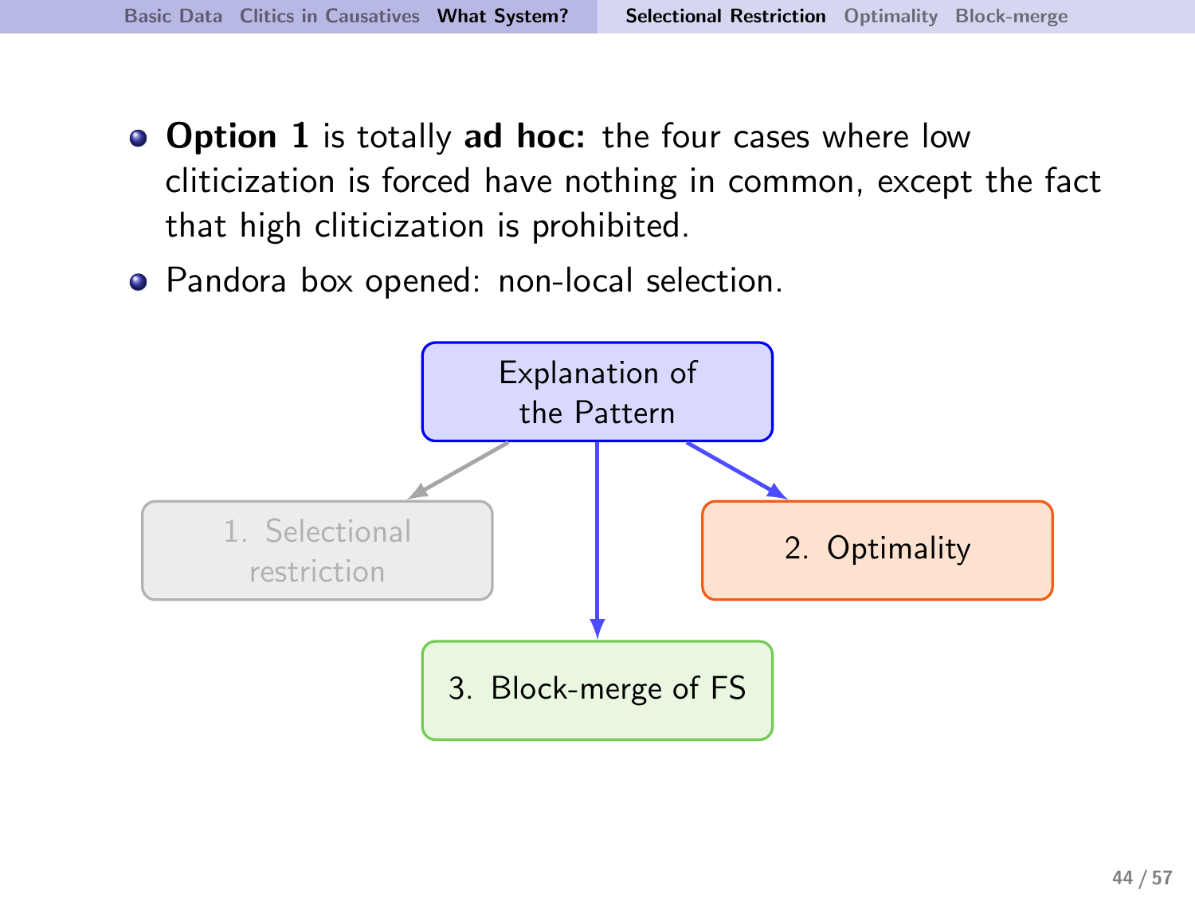- **Option 1** is totally **ad hoc:** the four cases where low cliticization is forced have nothing in common, except the fact that high cliticization is prohibited.
- Pandora box opened: non-local selection.

Explanation of the Pattern

1. Selectional restriction

2. Optimality

3. Block-merge of FS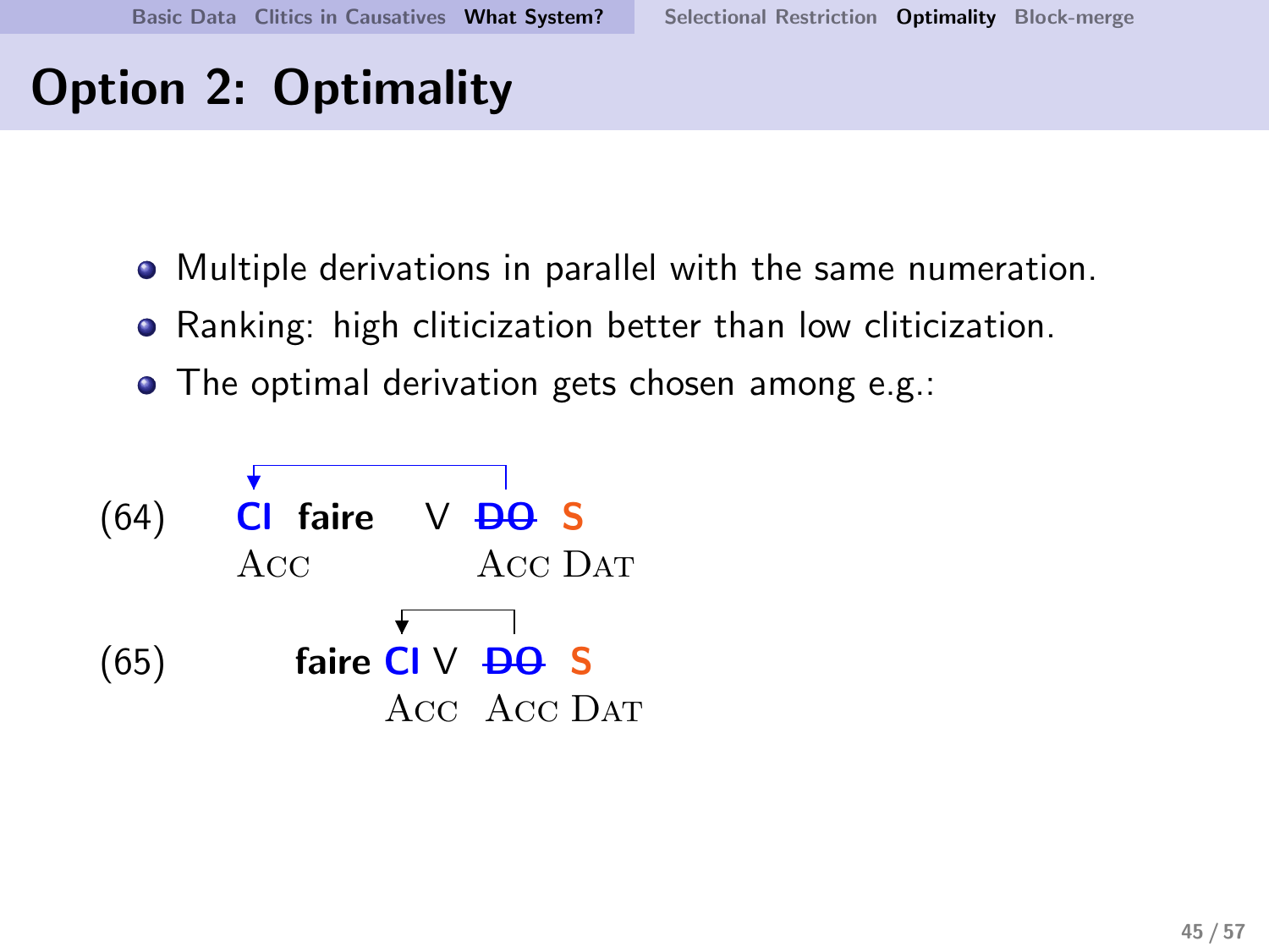# Option 2: Optimality

- Multiple derivations in parallel with the same numeration.
- Ranking: high cliticization better than low cliticization.
- The optimal derivation gets chosen among e.g.:

(64) **Cl** **faire** V ~~DO~~ **S**
ACC ACC DAT

(65) **faire** **Cl** V ~~DO~~ **S**
ACC ACC DAT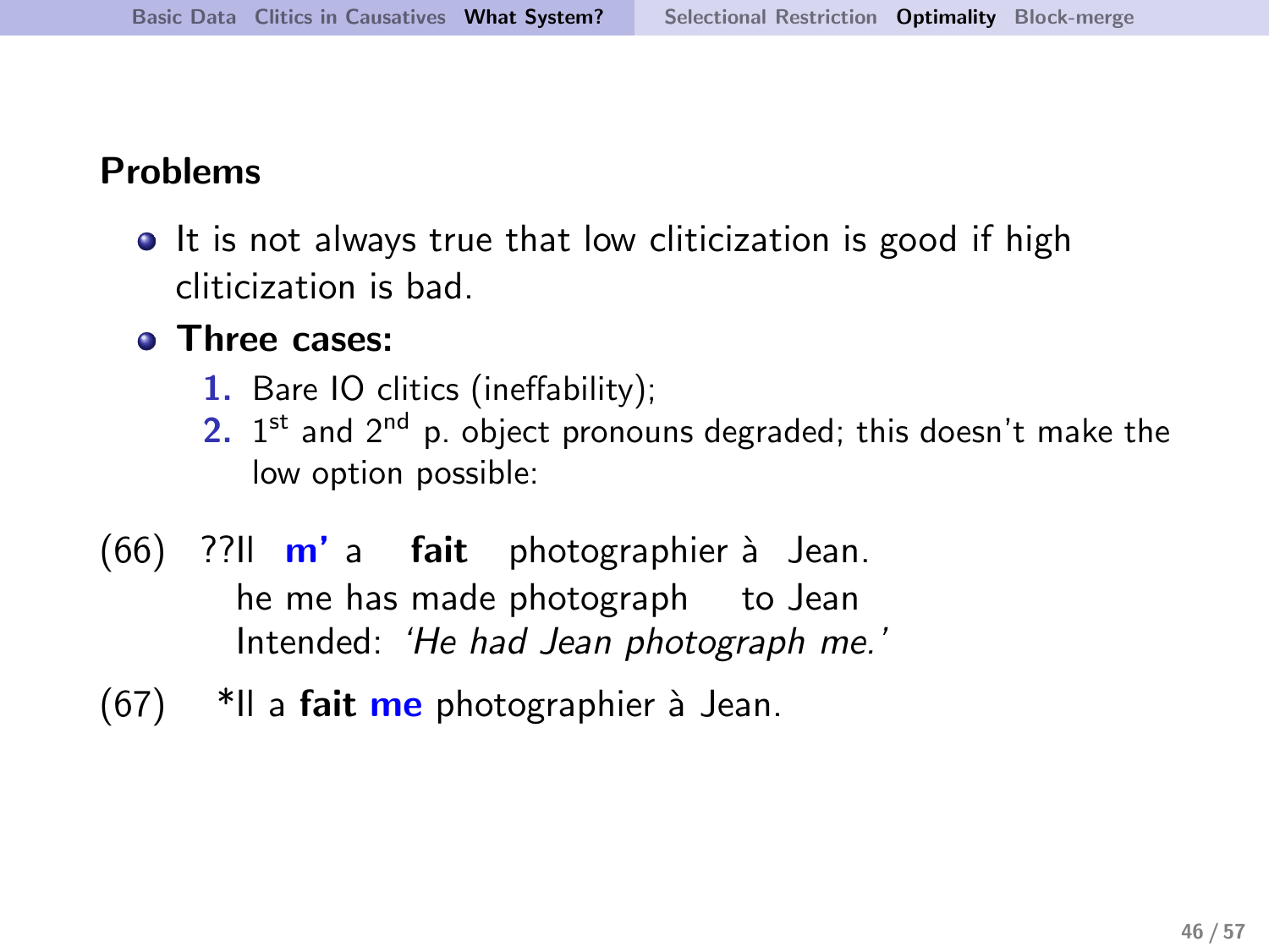## Problems

- It is not always true that low cliticization is good if high cliticization is bad.
- **Three cases:**
  1. Bare IO clitics (ineffability);
  2. 1st and 2nd p. object pronouns degraded; this doesn't make the low option possible:

(66) ??Il **m'** a **fait** photographier à Jean.
he me has made photograph to Jean
Intended: *'He had Jean photograph me.'*

(67) *Il a **fait** **me** photographier à Jean.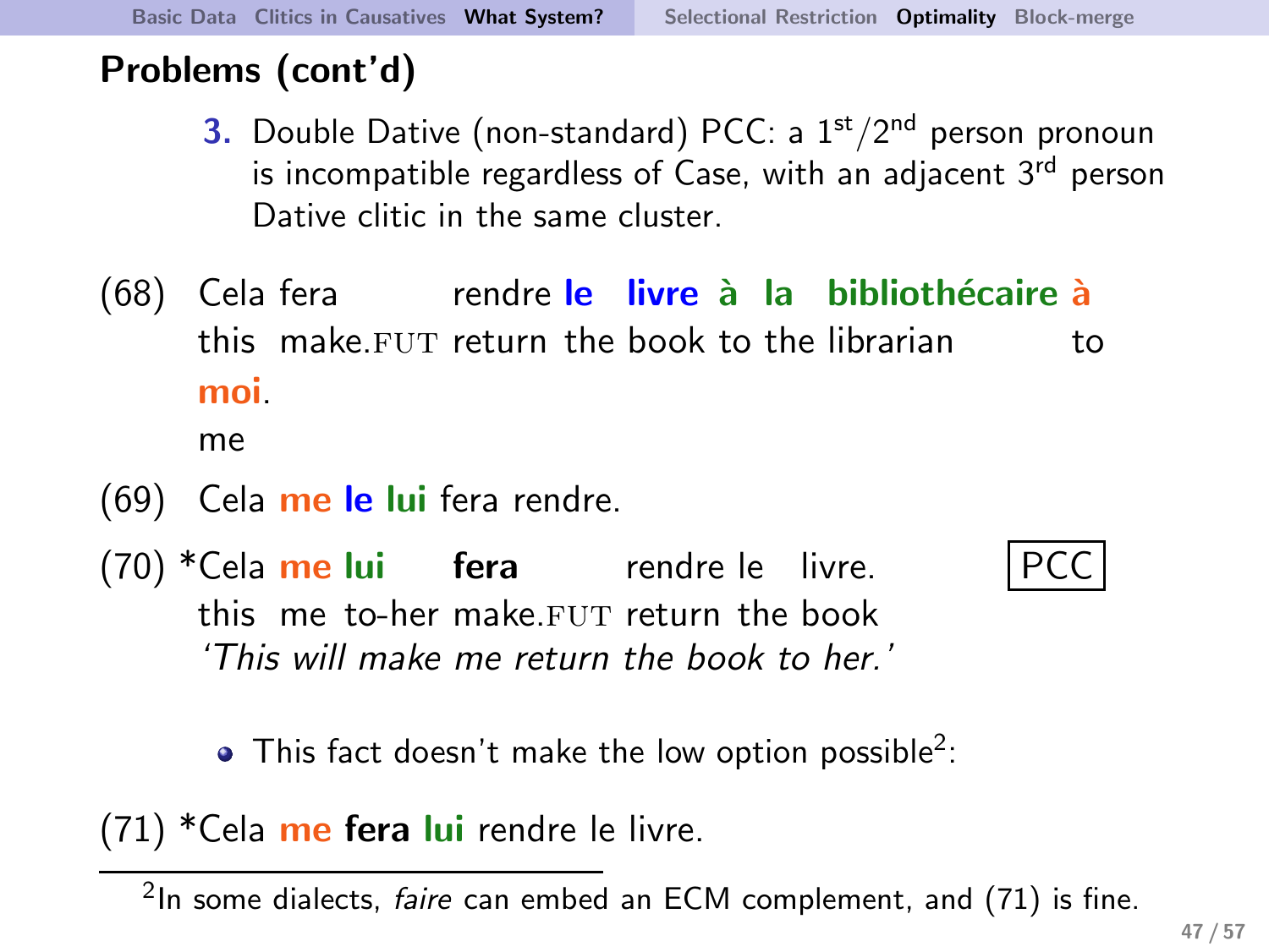## Problems (cont'd)

3. Double Dative (non-standard) PCC: a 1st/2nd person pronoun is incompatible regardless of Case, with an adjacent 3rd person Dative clitic in the same cluster.

(68) Cela fera rendre **le livre à la bibliothécaire à moi**.
this make.FUT return the book to the librarian to me

(69) Cela **me le lui** fera rendre.

(70) *Cela **me lui** **fera** rendre le livre.
this me to-her make.FUT return the book
*'This will make me return the book to her.'* 

PCC

- This fact doesn't make the low option possible[2]:

(71) *Cela **me** **fera** **lui** rendre le livre.

[2] In some dialects, *faire* can embed an ECM complement, and (71) is fine.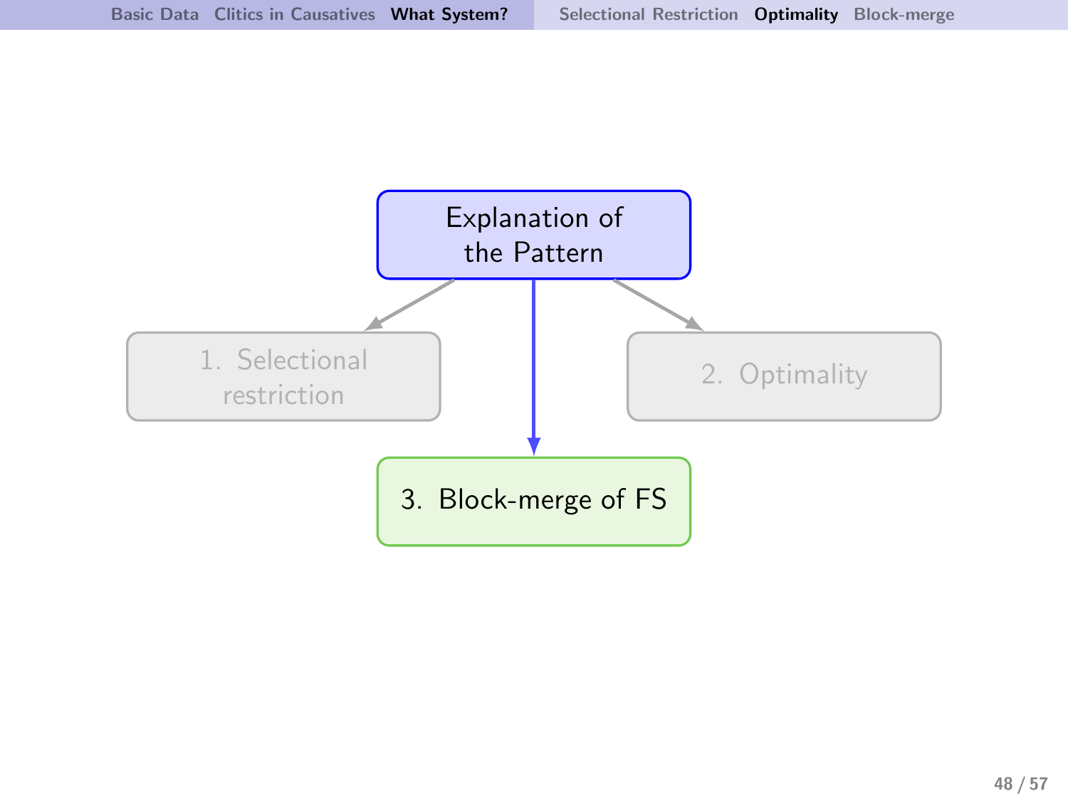Explanation of the Pattern

1. Selectional restriction

2. Optimality

3. Block-merge of FS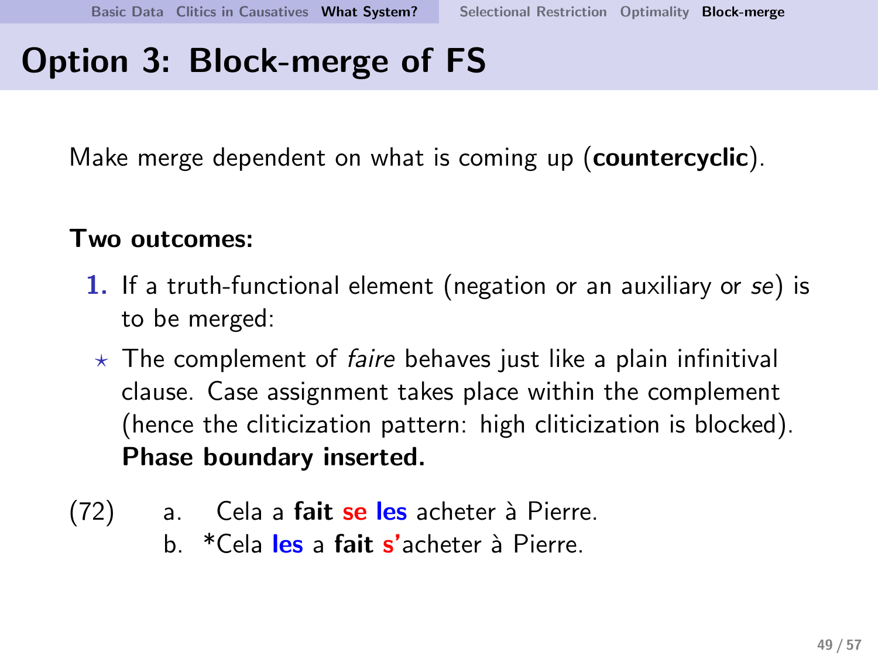# Option 3: Block-merge of FS

Make merge dependent on what is coming up (**countercyclic**).

**Two outcomes:**

1. If a truth-functional element (negation or an auxiliary or *se*) is to be merged:

   ⋆ The complement of *faire* behaves just like a plain infinitival clause. Case assignment takes place within the complement (hence the cliticization pattern: high cliticization is blocked). **Phase boundary inserted.**

(72)
  a. Cela a **fait** **se** **les** acheter à Pierre.
  b. *Cela **les** a **fait** **s'**acheter à Pierre.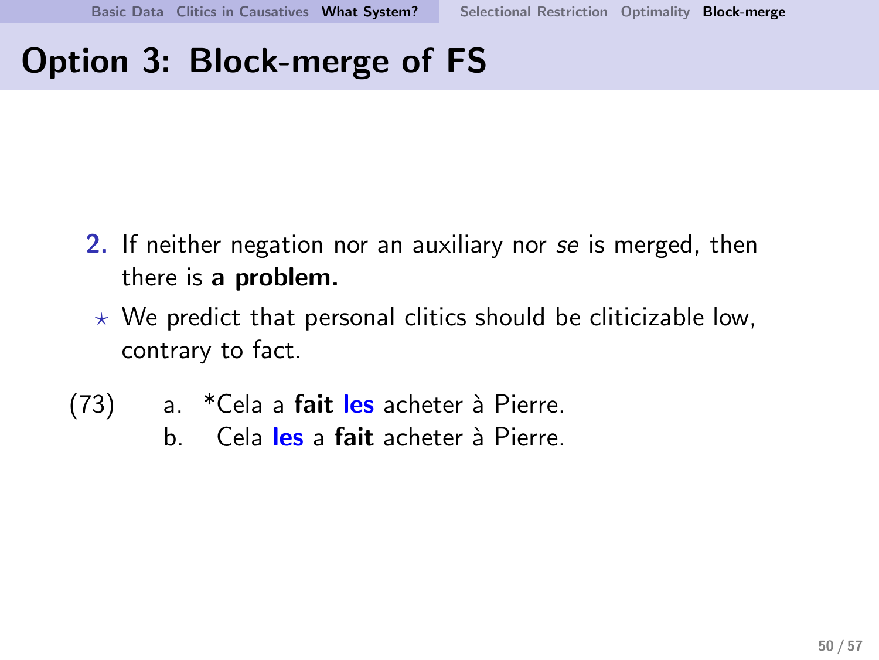# Option 3: Block-merge of FS

2. If neither negation nor an auxiliary nor *se* is merged, then there is **a problem.**

⋆ We predict that personal clitics should be cliticizable low, contrary to fact.

(73)
   a. *Cela a **fait** **les** acheter à Pierre.
   b. Cela **les** a **fait** acheter à Pierre.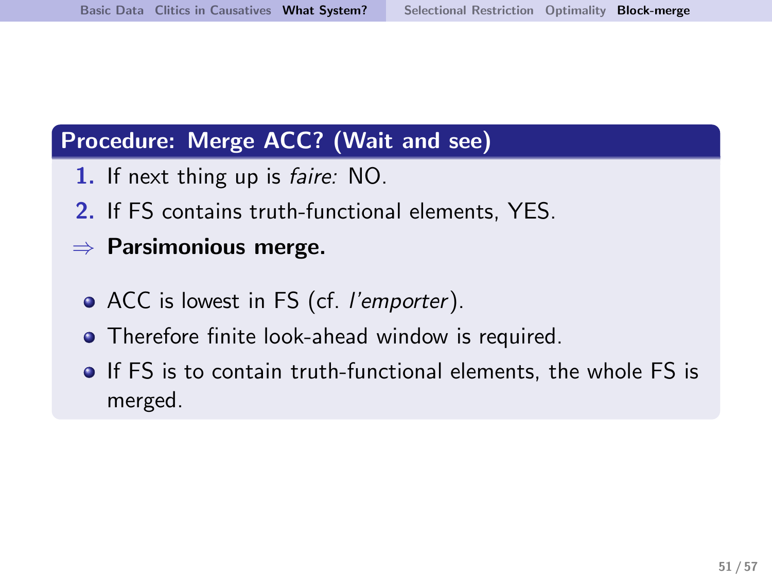## Procedure: Merge ACC? (Wait and see)

1. If next thing up is *faire:* NO.
2. If FS contains truth-functional elements, YES.

$\Rightarrow$ **Parsimonious merge.**

- ACC is lowest in FS (cf. *l'emporter*).
- Therefore finite look-ahead window is required.
- If FS is to contain truth-functional elements, the whole FS is merged.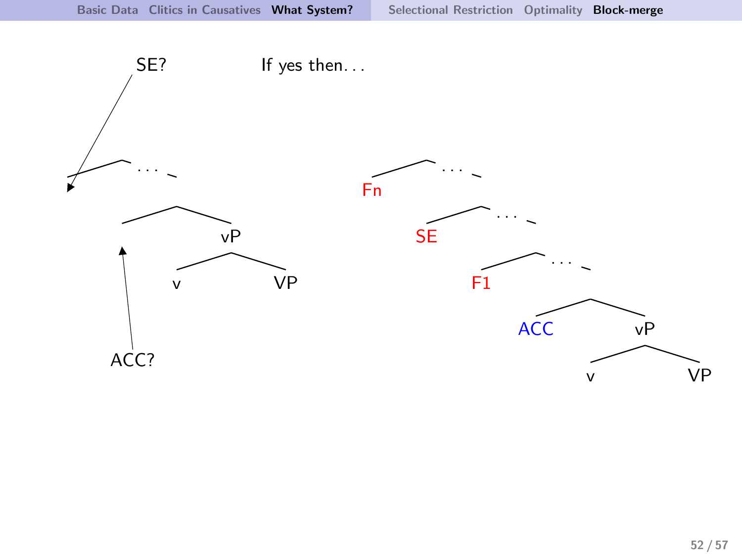SE?

If yes then. . .

ACC?

Fn

SE

F1

ACC

vP

v

VP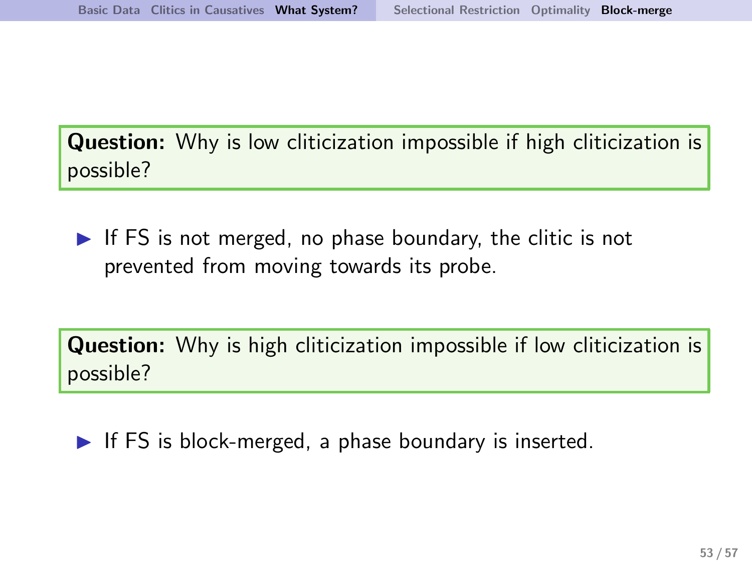**Question:** Why is low cliticization impossible if high cliticization is possible?

- If FS is not merged, no phase boundary, the clitic is not prevented from moving towards its probe.

**Question:** Why is high cliticization impossible if low cliticization is possible?

- If FS is block-merged, a phase boundary is inserted.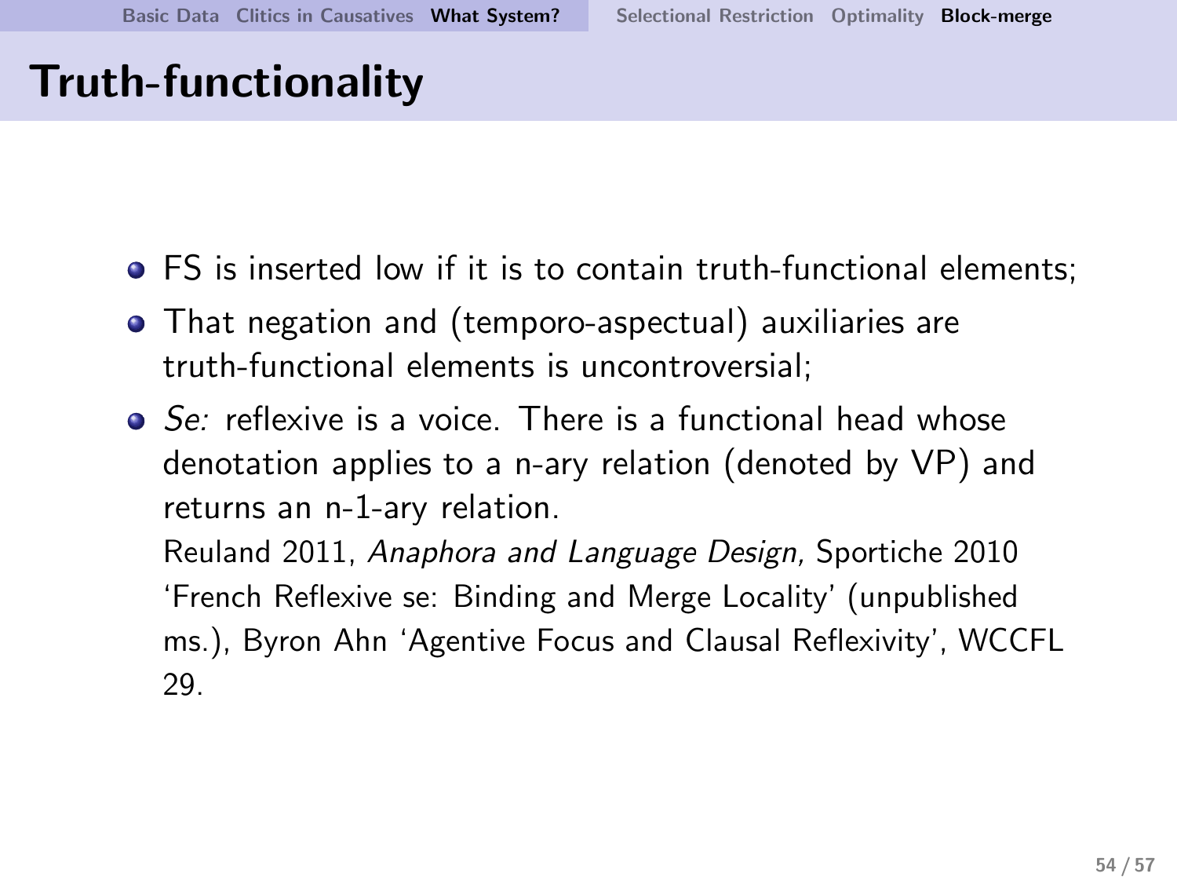# Truth-functionality

- FS is inserted low if it is to contain truth-functional elements;
- That negation and (temporo-aspectual) auxiliaries are truth-functional elements is uncontroversial;
- *Se:* reflexive is a voice. There is a functional head whose denotation applies to a n-ary relation (denoted by VP) and returns an n-1-ary relation.

  Reuland 2011, *Anaphora and Language Design,* Sportiche 2010 'French Reflexive se: Binding and Merge Locality' (unpublished ms.), Byron Ahn 'Agentive Focus and Clausal Reflexivity', WCCFL 29.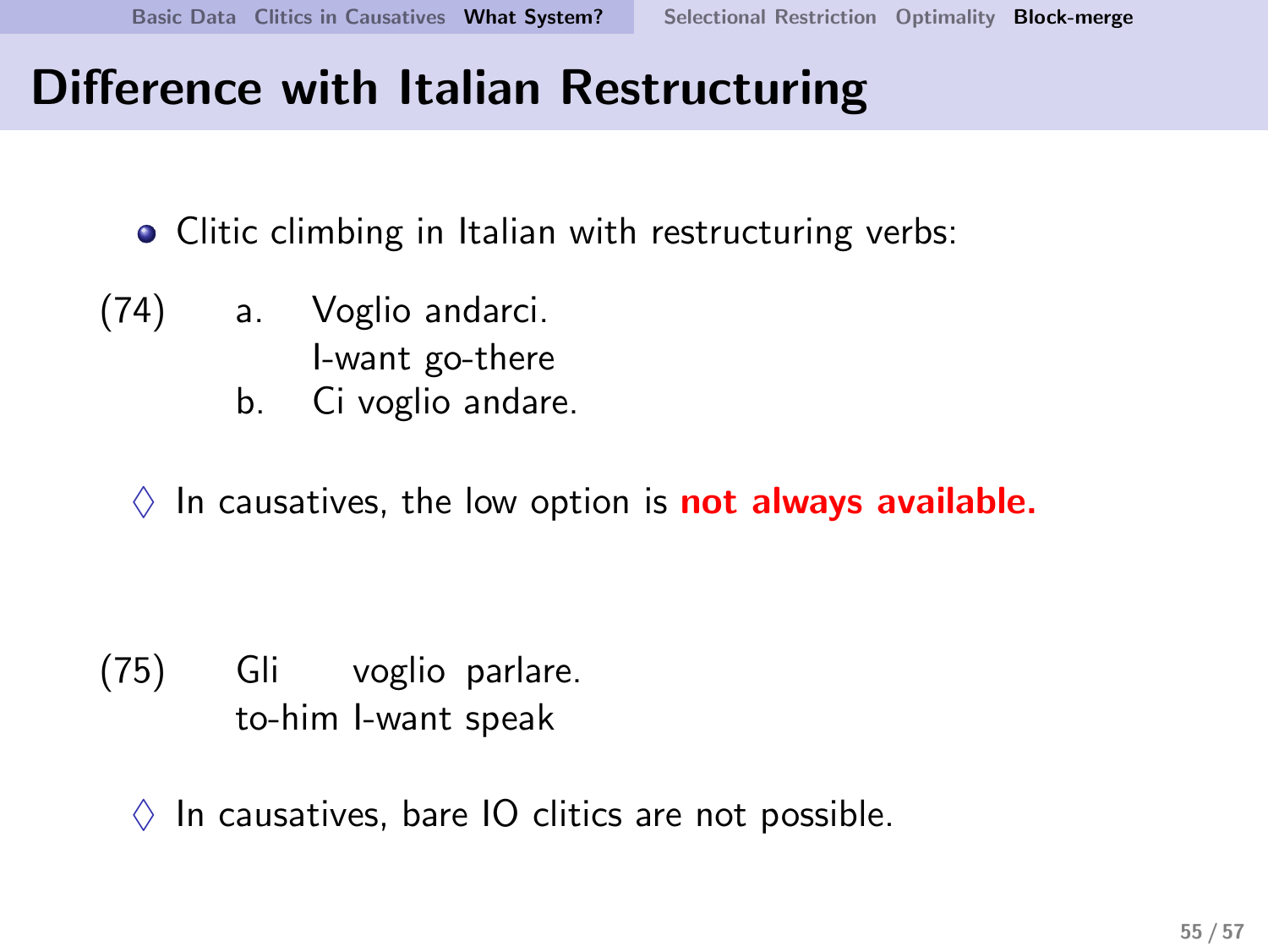# Difference with Italian Restructuring

- Clitic climbing in Italian with restructuring verbs:

(74)
  a. Voglio andarci.
     I-want go-there
  b. Ci voglio andare.

◊ In causatives, the low option is **not always available.**

(75) Gli voglio parlare.
     to-him I-want speak

◊ In causatives, bare IO clitics are not possible.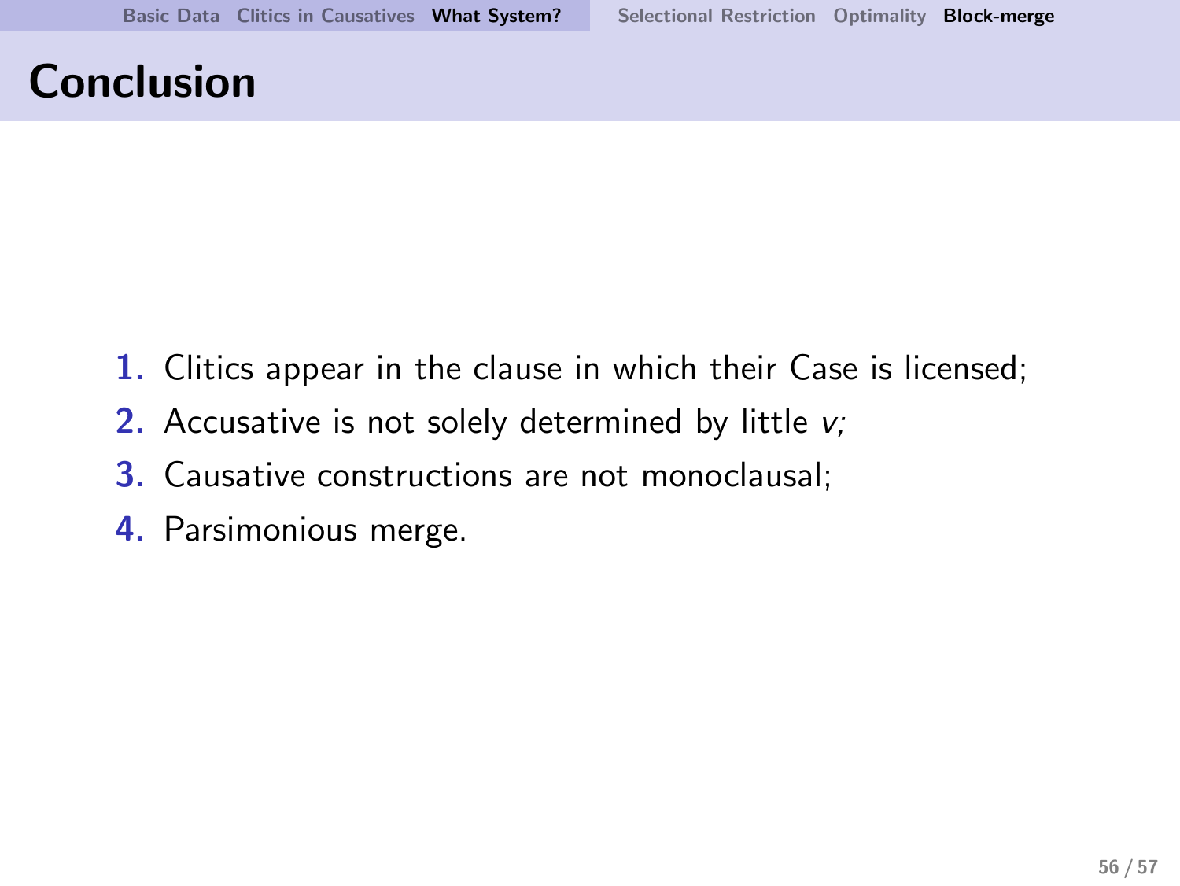# Conclusion

1. Clitics appear in the clause in which their Case is licensed;
2. Accusative is not solely determined by little *v;*
3. Causative constructions are not monoclausal;
4. Parsimonious merge.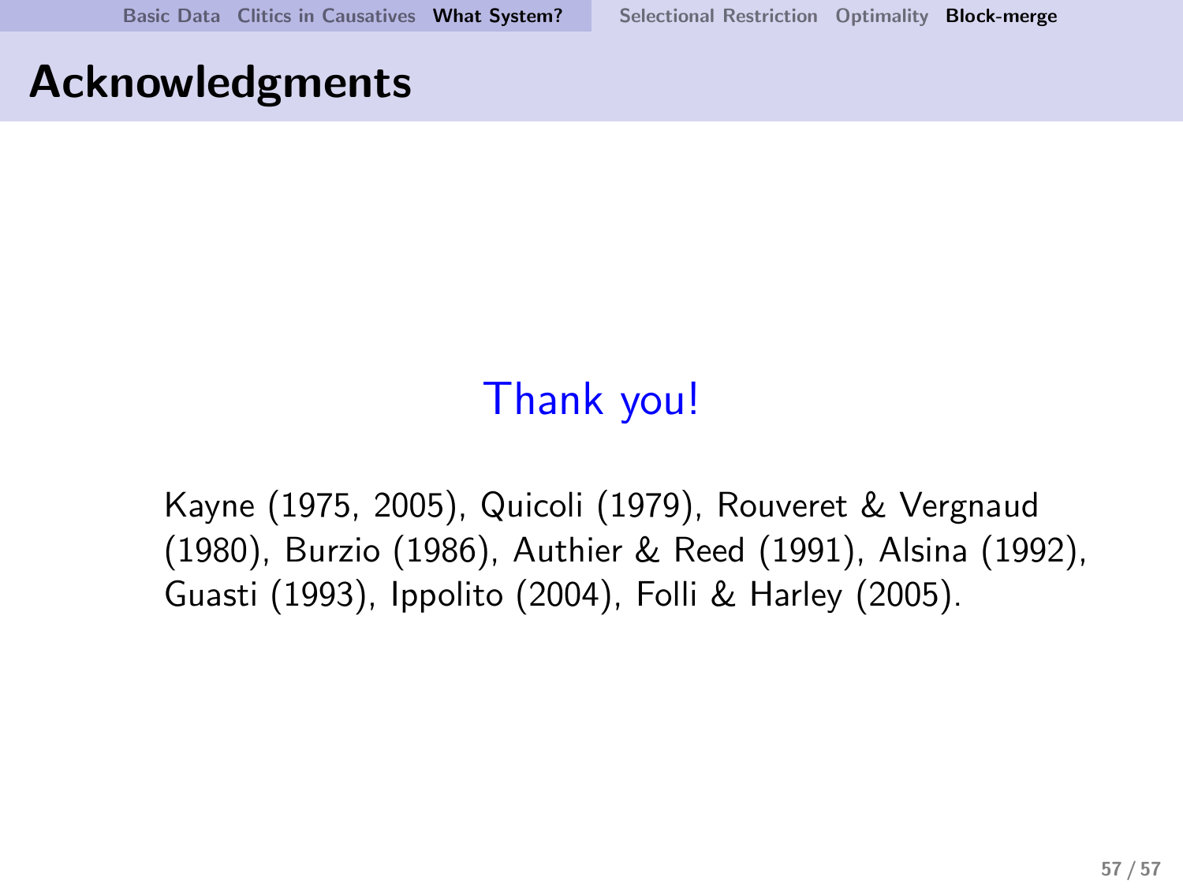# Acknowledgments

Thank you!

Kayne (1975, 2005), Quicoli (1979), Rouveret & Vergnaud (1980), Burzio (1986), Authier & Reed (1991), Alsina (1992), Guasti (1993), Ippolito (2004), Folli & Harley (2005).